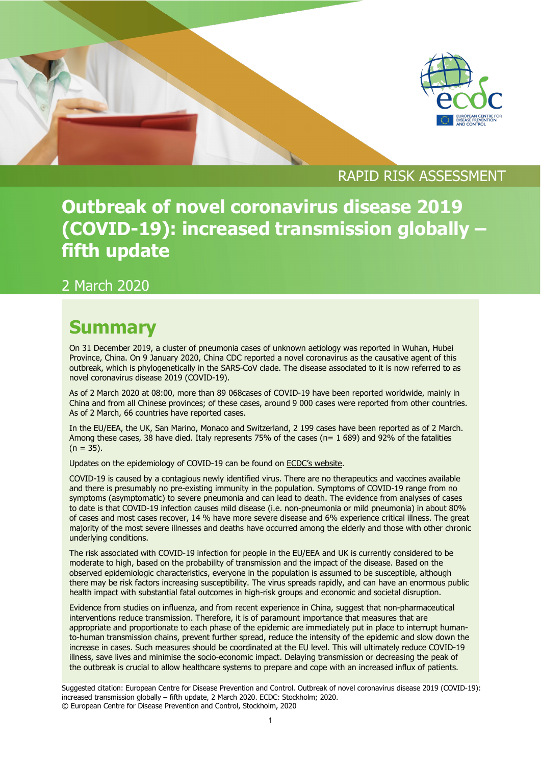RAPID RISK ASSESSMENT

# Outbreak of novel coronavirus disease 2019 (COVID-19): increased transmission globally – fifth update

2 March 2020

## Summary

On 31 December 2019, a cluster of pneumonia cases of unknown aetiology was reported in Wuhan, Hubei Province, China. On 9 January 2020, China CDC reported a novel coronavirus as the causative agent of this outbreak, which is phylogenetically in the SARS-CoV clade. The disease associated to it is now referred to as novel coronavirus disease 2019 (COVID-19).

As of 2 March 2020 at 08:00, more than 89 068cases of COVID-19 have been reported worldwide, mainly in China and from all Chinese provinces; of these cases, around 9 000 cases were reported from other countries. As of 2 March, 66 countries have reported cases.

In the EU/EEA, the UK, San Marino, Monaco and Switzerland, 2 199 cases have been reported as of 2 March. Among these cases, 38 have died. Italy represents 75% of the cases (n= 1 689) and 92% of the fatalities (n = 35).

Updates on the epidemiology of COVID-19 can be found on ECDC's website.

COVID-19 is caused by a contagious newly identified virus. There are no therapeutics and vaccines available and there is presumably no pre-existing immunity in the population. Symptoms of COVID-19 range from no symptoms (asymptomatic) to severe pneumonia and can lead to death. The evidence from analyses of cases to date is that COVID-19 infection causes mild disease (i.e. non-pneumonia or mild pneumonia) in about 80% of cases and most cases recover, 14 % have more severe disease and 6% experience critical illness. The great majority of the most severe illnesses and deaths have occurred among the elderly and those with other chronic underlying conditions.

The risk associated with COVID-19 infection for people in the EU/EEA and UK is currently considered to be moderate to high, based on the probability of transmission and the impact of the disease. Based on the observed epidemiologic characteristics, everyone in the population is assumed to be susceptible, although there may be risk factors increasing susceptibility. The virus spreads rapidly, and can have an enormous public health impact with substantial fatal outcomes in high-risk groups and economic and societal disruption.

Evidence from studies on influenza, and from recent experience in China, suggest that non-pharmaceutical interventions reduce transmission. Therefore, it is of paramount importance that measures that are appropriate and proportionate to each phase of the epidemic are immediately put in place to interrupt human-to-human transmission chains, prevent further spread, reduce the intensity of the epidemic and slow down the increase in cases. Such measures should be coordinated at the EU level. This will ultimately reduce COVID-19 illness, save lives and minimise the socio-economic impact. Delaying transmission or decreasing the peak of the outbreak is crucial to allow healthcare systems to prepare and cope with an increased influx of patients.

Suggested citation: European Centre for Disease Prevention and Control. Outbreak of novel coronavirus disease 2019 (COVID-19): increased transmission globally – fifth update, 2 March 2020. ECDC: Stockholm; 2020.
© European Centre for Disease Prevention and Control, Stockholm, 2020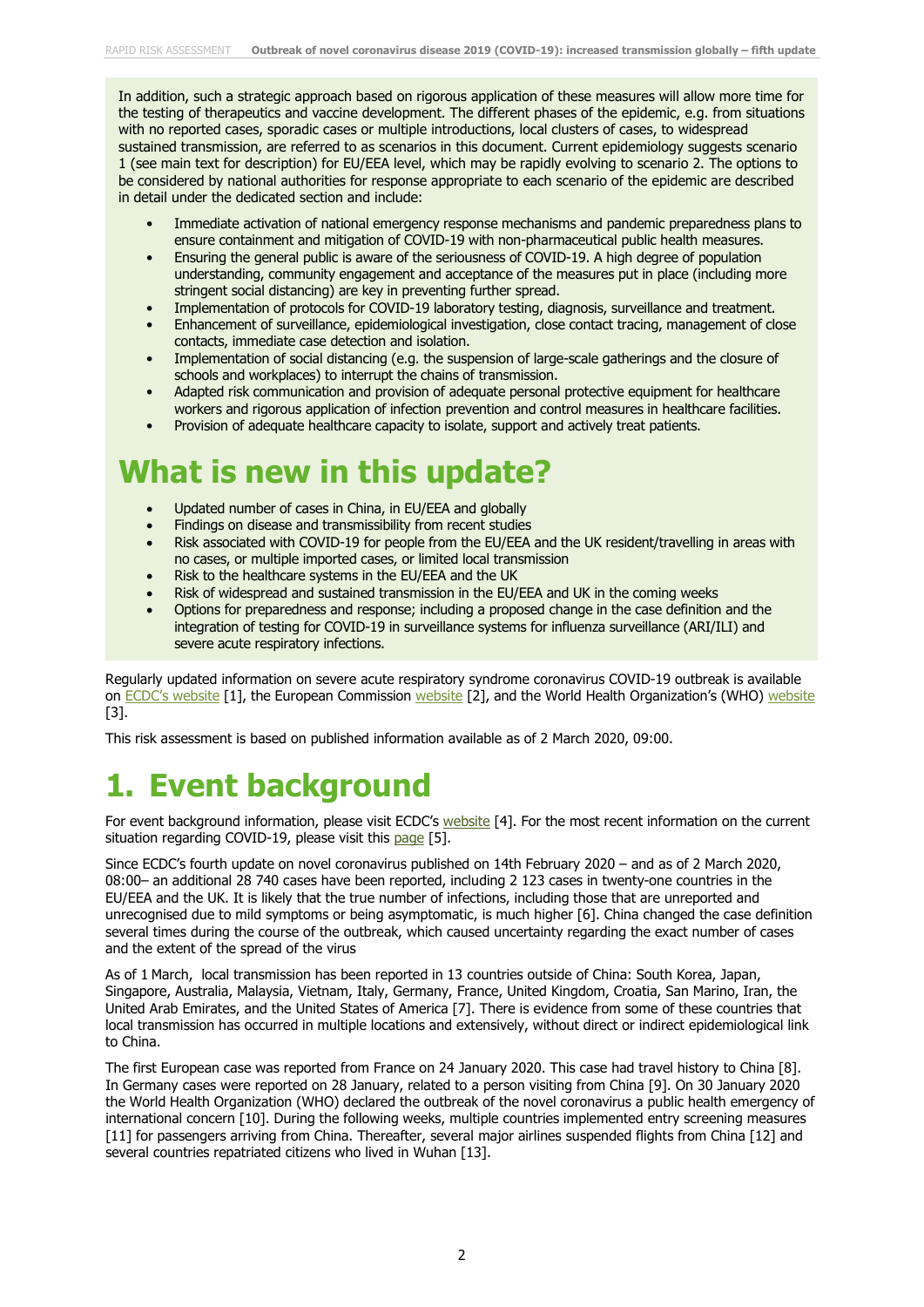In addition, such a strategic approach based on rigorous application of these measures will allow more time for the testing of therapeutics and vaccine development. The different phases of the epidemic, e.g. from situations with no reported cases, sporadic cases or multiple introductions, local clusters of cases, to widespread sustained transmission, are referred to as scenarios in this document. Current epidemiology suggests scenario 1 (see main text for description) for EU/EEA level, which may be rapidly evolving to scenario 2. The options to be considered by national authorities for response appropriate to each scenario of the epidemic are described in detail under the dedicated section and include:

- Immediate activation of national emergency response mechanisms and pandemic preparedness plans to ensure containment and mitigation of COVID-19 with non-pharmaceutical public health measures.
- Ensuring the general public is aware of the seriousness of COVID-19. A high degree of population understanding, community engagement and acceptance of the measures put in place (including more stringent social distancing) are key in preventing further spread.
- Implementation of protocols for COVID-19 laboratory testing, diagnosis, surveillance and treatment.
- Enhancement of surveillance, epidemiological investigation, close contact tracing, management of close contacts, immediate case detection and isolation.
- Implementation of social distancing (e.g. the suspension of large-scale gatherings and the closure of schools and workplaces) to interrupt the chains of transmission.
- Adapted risk communication and provision of adequate personal protective equipment for healthcare workers and rigorous application of infection prevention and control measures in healthcare facilities.
- Provision of adequate healthcare capacity to isolate, support and actively treat patients.

# What is new in this update?

- Updated number of cases in China, in EU/EEA and globally
- Findings on disease and transmissibility from recent studies
- Risk associated with COVID-19 for people from the EU/EEA and the UK resident/travelling in areas with no cases, or multiple imported cases, or limited local transmission
- Risk to the healthcare systems in the EU/EEA and the UK
- Risk of widespread and sustained transmission in the EU/EEA and UK in the coming weeks
- Options for preparedness and response; including a proposed change in the case definition and the integration of testing for COVID-19 in surveillance systems for influenza surveillance (ARI/ILI) and severe acute respiratory infections.

Regularly updated information on severe acute respiratory syndrome coronavirus COVID-19 outbreak is available on ECDC's website [1], the European Commission website [2], and the World Health Organization's (WHO) website [3].

This risk assessment is based on published information available as of 2 March 2020, 09:00.

# 1. Event background

For event background information, please visit ECDC's website [4]. For the most recent information on the current situation regarding COVID-19, please visit this page [5].

Since ECDC's fourth update on novel coronavirus published on 14th February 2020 – and as of 2 March 2020, 08:00– an additional 28 740 cases have been reported, including 2 123 cases in twenty-one countries in the EU/EEA and the UK. It is likely that the true number of infections, including those that are unreported and unrecognised due to mild symptoms or being asymptomatic, is much higher [6]. China changed the case definition several times during the course of the outbreak, which caused uncertainty regarding the exact number of cases and the extent of the spread of the virus

As of 1 March, local transmission has been reported in 13 countries outside of China: South Korea, Japan, Singapore, Australia, Malaysia, Vietnam, Italy, Germany, France, United Kingdom, Croatia, San Marino, Iran, the United Arab Emirates, and the United States of America [7]. There is evidence from some of these countries that local transmission has occurred in multiple locations and extensively, without direct or indirect epidemiological link to China.

The first European case was reported from France on 24 January 2020. This case had travel history to China [8]. In Germany cases were reported on 28 January, related to a person visiting from China [9]. On 30 January 2020 the World Health Organization (WHO) declared the outbreak of the novel coronavirus a public health emergency of international concern [10]. During the following weeks, multiple countries implemented entry screening measures [11] for passengers arriving from China. Thereafter, several major airlines suspended flights from China [12] and several countries repatriated citizens who lived in Wuhan [13].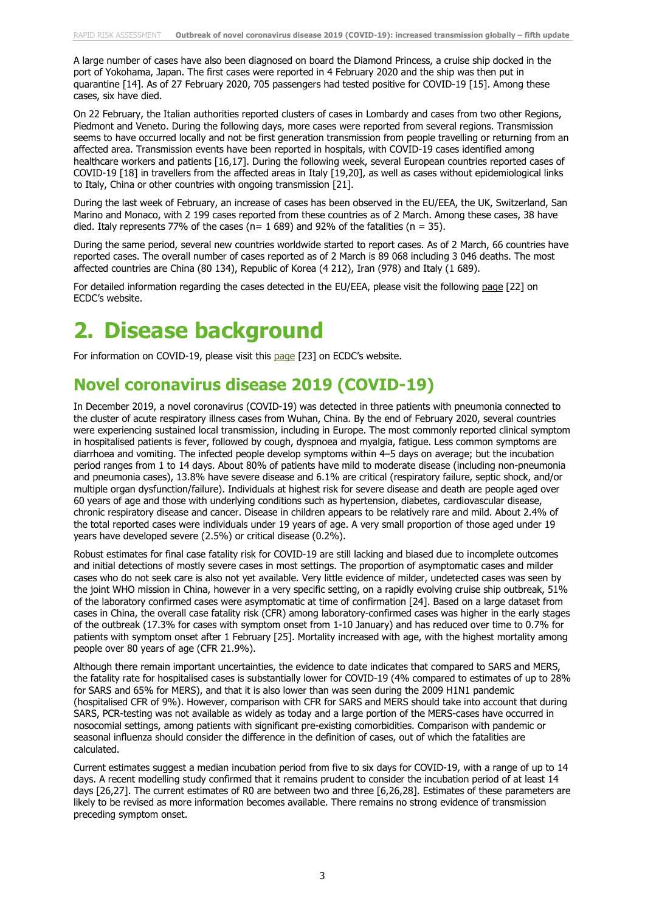A large number of cases have also been diagnosed on board the Diamond Princess, a cruise ship docked in the port of Yokohama, Japan. The first cases were reported in 4 February 2020 and the ship was then put in quarantine [14]. As of 27 February 2020, 705 passengers had tested positive for COVID-19 [15]. Among these cases, six have died.

On 22 February, the Italian authorities reported clusters of cases in Lombardy and cases from two other Regions, Piedmont and Veneto. During the following days, more cases were reported from several regions. Transmission seems to have occurred locally and not be first generation transmission from people travelling or returning from an affected area. Transmission events have been reported in hospitals, with COVID-19 cases identified among healthcare workers and patients [16,17]. During the following week, several European countries reported cases of COVID-19 [18] in travellers from the affected areas in Italy [19,20], as well as cases without epidemiological links to Italy, China or other countries with ongoing transmission [21].

During the last week of February, an increase of cases has been observed in the EU/EEA, the UK, Switzerland, San Marino and Monaco, with 2 199 cases reported from these countries as of 2 March. Among these cases, 38 have died. Italy represents 77% of the cases (n= 1 689) and 92% of the fatalities (n = 35).

During the same period, several new countries worldwide started to report cases. As of 2 March, 66 countries have reported cases. The overall number of cases reported as of 2 March is 89 068 including 3 046 deaths. The most affected countries are China (80 134), Republic of Korea (4 212), Iran (978) and Italy (1 689).

For detailed information regarding the cases detected in the EU/EEA, please visit the following page [22] on ECDC's website.

# 2. Disease background

For information on COVID-19, please visit this page [23] on ECDC's website.

## Novel coronavirus disease 2019 (COVID-19)

In December 2019, a novel coronavirus (COVID-19) was detected in three patients with pneumonia connected to the cluster of acute respiratory illness cases from Wuhan, China. By the end of February 2020, several countries were experiencing sustained local transmission, including in Europe. The most commonly reported clinical symptom in hospitalised patients is fever, followed by cough, dyspnoea and myalgia, fatigue. Less common symptoms are diarrhoea and vomiting. The infected people develop symptoms within 4–5 days on average; but the incubation period ranges from 1 to 14 days. About 80% of patients have mild to moderate disease (including non-pneumonia and pneumonia cases), 13.8% have severe disease and 6.1% are critical (respiratory failure, septic shock, and/or multiple organ dysfunction/failure). Individuals at highest risk for severe disease and death are people aged over 60 years of age and those with underlying conditions such as hypertension, diabetes, cardiovascular disease, chronic respiratory disease and cancer. Disease in children appears to be relatively rare and mild. About 2.4% of the total reported cases were individuals under 19 years of age. A very small proportion of those aged under 19 years have developed severe (2.5%) or critical disease (0.2%).

Robust estimates for final case fatality risk for COVID-19 are still lacking and biased due to incomplete outcomes and initial detections of mostly severe cases in most settings. The proportion of asymptomatic cases and milder cases who do not seek care is also not yet available. Very little evidence of milder, undetected cases was seen by the joint WHO mission in China, however in a very specific setting, on a rapidly evolving cruise ship outbreak, 51% of the laboratory confirmed cases were asymptomatic at time of confirmation [24]. Based on a large dataset from cases in China, the overall case fatality risk (CFR) among laboratory-confirmed cases was higher in the early stages of the outbreak (17.3% for cases with symptom onset from 1-10 January) and has reduced over time to 0.7% for patients with symptom onset after 1 February [25]. Mortality increased with age, with the highest mortality among people over 80 years of age (CFR 21.9%).

Although there remain important uncertainties, the evidence to date indicates that compared to SARS and MERS, the fatality rate for hospitalised cases is substantially lower for COVID-19 (4% compared to estimates of up to 28% for SARS and 65% for MERS), and that it is also lower than was seen during the 2009 H1N1 pandemic (hospitalised CFR of 9%). However, comparison with CFR for SARS and MERS should take into account that during SARS, PCR-testing was not available as widely as today and a large portion of the MERS-cases have occurred in nosocomial settings, among patients with significant pre-existing comorbidities. Comparison with pandemic or seasonal influenza should consider the difference in the definition of cases, out of which the fatalities are calculated.

Current estimates suggest a median incubation period from five to six days for COVID-19, with a range of up to 14 days. A recent modelling study confirmed that it remains prudent to consider the incubation period of at least 14 days [26,27]. The current estimates of R0 are between two and three [6,26,28]. Estimates of these parameters are likely to be revised as more information becomes available. There remains no strong evidence of transmission preceding symptom onset.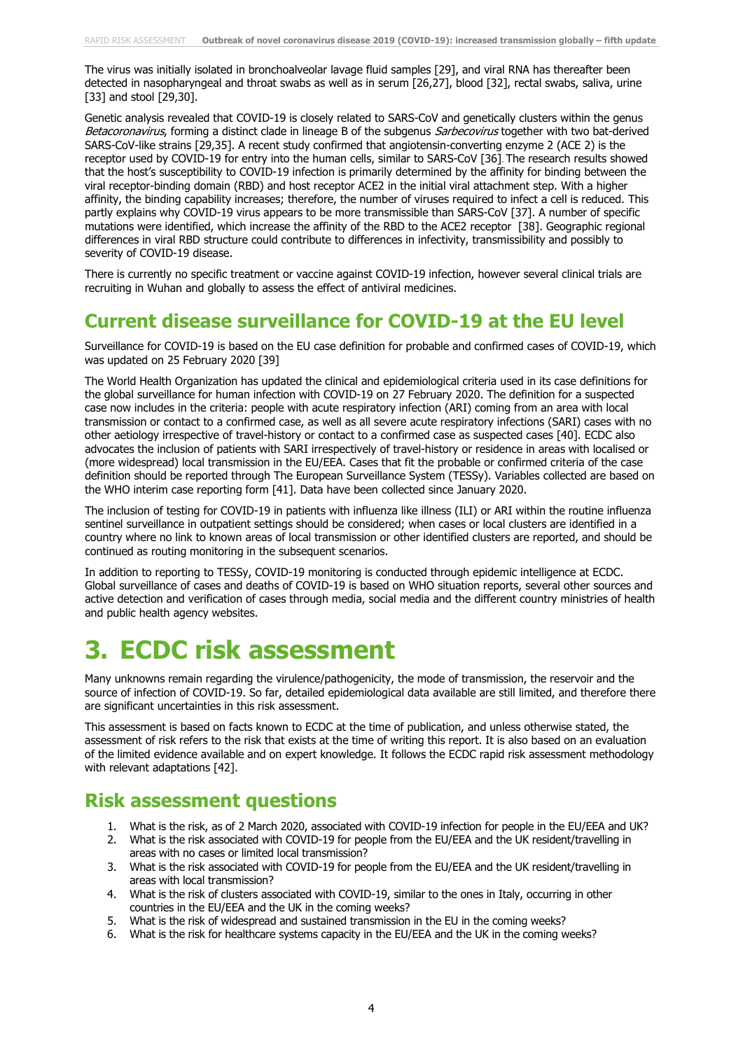The virus was initially isolated in bronchoalveolar lavage fluid samples [29], and viral RNA has thereafter been detected in nasopharyngeal and throat swabs as well as in serum [26,27], blood [32], rectal swabs, saliva, urine [33] and stool [29,30].

Genetic analysis revealed that COVID-19 is closely related to SARS-CoV and genetically clusters within the genus *Betacoronavirus*, forming a distinct clade in lineage B of the subgenus *Sarbecovirus* together with two bat-derived SARS-CoV-like strains [29,35]. A recent study confirmed that angiotensin-converting enzyme 2 (ACE 2) is the receptor used by COVID-19 for entry into the human cells, similar to SARS-CoV [36]. The research results showed that the host's susceptibility to COVID-19 infection is primarily determined by the affinity for binding between the viral receptor-binding domain (RBD) and host receptor ACE2 in the initial viral attachment step. With a higher affinity, the binding capability increases; therefore, the number of viruses required to infect a cell is reduced. This partly explains why COVID-19 virus appears to be more transmissible than SARS-CoV [37]. A number of specific mutations were identified, which increase the affinity of the RBD to the ACE2 receptor [38]. Geographic regional differences in viral RBD structure could contribute to differences in infectivity, transmissibility and possibly to severity of COVID-19 disease.

There is currently no specific treatment or vaccine against COVID-19 infection, however several clinical trials are recruiting in Wuhan and globally to assess the effect of antiviral medicines.

## Current disease surveillance for COVID-19 at the EU level

Surveillance for COVID-19 is based on the EU case definition for probable and confirmed cases of COVID-19, which was updated on 25 February 2020 [39]

The World Health Organization has updated the clinical and epidemiological criteria used in its case definitions for the global surveillance for human infection with COVID-19 on 27 February 2020. The definition for a suspected case now includes in the criteria: people with acute respiratory infection (ARI) coming from an area with local transmission or contact to a confirmed case, as well as all severe acute respiratory infections (SARI) cases with no other aetiology irrespective of travel-history or contact to a confirmed case as suspected cases [40]. ECDC also advocates the inclusion of patients with SARI irrespectively of travel-history or residence in areas with localised or (more widespread) local transmission in the EU/EEA. Cases that fit the probable or confirmed criteria of the case definition should be reported through The European Surveillance System (TESSy). Variables collected are based on the WHO interim case reporting form [41]. Data have been collected since January 2020.

The inclusion of testing for COVID-19 in patients with influenza like illness (ILI) or ARI within the routine influenza sentinel surveillance in outpatient settings should be considered; when cases or local clusters are identified in a country where no link to known areas of local transmission or other identified clusters are reported, and should be continued as routing monitoring in the subsequent scenarios.

In addition to reporting to TESSy, COVID-19 monitoring is conducted through epidemic intelligence at ECDC. Global surveillance of cases and deaths of COVID-19 is based on WHO situation reports, several other sources and active detection and verification of cases through media, social media and the different country ministries of health and public health agency websites.

# 3. ECDC risk assessment

Many unknowns remain regarding the virulence/pathogenicity, the mode of transmission, the reservoir and the source of infection of COVID-19. So far, detailed epidemiological data available are still limited, and therefore there are significant uncertainties in this risk assessment.

This assessment is based on facts known to ECDC at the time of publication, and unless otherwise stated, the assessment of risk refers to the risk that exists at the time of writing this report. It is also based on an evaluation of the limited evidence available and on expert knowledge. It follows the ECDC rapid risk assessment methodology with relevant adaptations [42].

## Risk assessment questions

1. What is the risk, as of 2 March 2020, associated with COVID-19 infection for people in the EU/EEA and UK?
2. What is the risk associated with COVID-19 for people from the EU/EEA and the UK resident/travelling in areas with no cases or limited local transmission?
3. What is the risk associated with COVID-19 for people from the EU/EEA and the UK resident/travelling in areas with local transmission?
4. What is the risk of clusters associated with COVID-19, similar to the ones in Italy, occurring in other countries in the EU/EEA and the UK in the coming weeks?
5. What is the risk of widespread and sustained transmission in the EU in the coming weeks?
6. What is the risk for healthcare systems capacity in the EU/EEA and the UK in the coming weeks?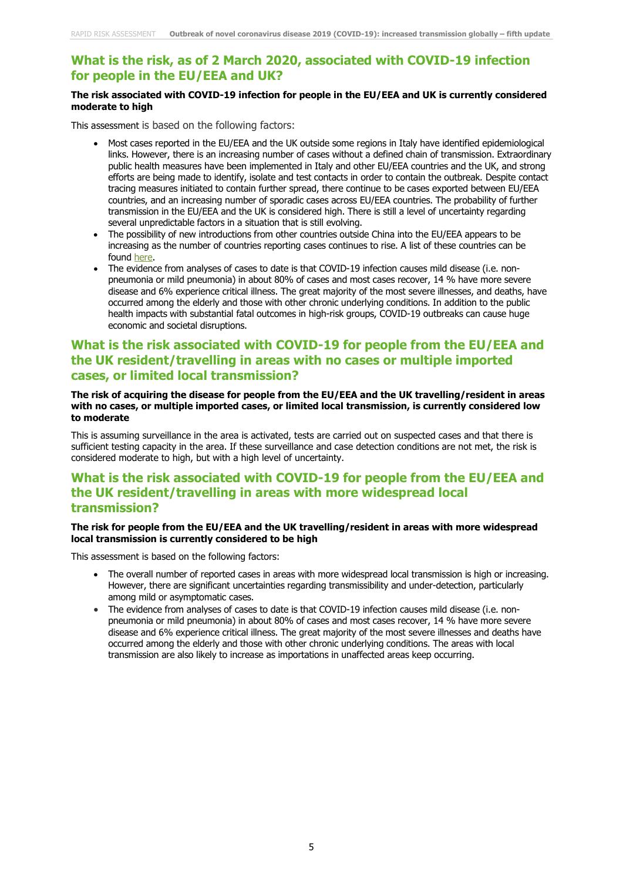## What is the risk, as of 2 March 2020, associated with COVID-19 infection for people in the EU/EEA and UK?

**The risk associated with COVID-19 infection for people in the EU/EEA and UK is currently considered moderate to high**

This assessment is based on the following factors:

- Most cases reported in the EU/EEA and the UK outside some regions in Italy have identified epidemiological links. However, there is an increasing number of cases without a defined chain of transmission. Extraordinary public health measures have been implemented in Italy and other EU/EEA countries and the UK, and strong efforts are being made to identify, isolate and test contacts in order to contain the outbreak. Despite contact tracing measures initiated to contain further spread, there continue to be cases exported between EU/EEA countries, and an increasing number of sporadic cases across EU/EEA countries. The probability of further transmission in the EU/EEA and the UK is considered high. There is still a level of uncertainty regarding several unpredictable factors in a situation that is still evolving.
- The possibility of new introductions from other countries outside China into the EU/EEA appears to be increasing as the number of countries reporting cases continues to rise. A list of these countries can be found here.
- The evidence from analyses of cases to date is that COVID-19 infection causes mild disease (i.e. non-pneumonia or mild pneumonia) in about 80% of cases and most cases recover, 14 % have more severe disease and 6% experience critical illness. The great majority of the most severe illnesses, and deaths, have occurred among the elderly and those with other chronic underlying conditions. In addition to the public health impacts with substantial fatal outcomes in high-risk groups, COVID-19 outbreaks can cause huge economic and societal disruptions.

## What is the risk associated with COVID-19 for people from the EU/EEA and the UK resident/travelling in areas with no cases or multiple imported cases, or limited local transmission?

**The risk of acquiring the disease for people from the EU/EEA and the UK travelling/resident in areas with no cases, or multiple imported cases, or limited local transmission, is currently considered low to moderate**

This is assuming surveillance in the area is activated, tests are carried out on suspected cases and that there is sufficient testing capacity in the area. If these surveillance and case detection conditions are not met, the risk is considered moderate to high, but with a high level of uncertainty.

## What is the risk associated with COVID-19 for people from the EU/EEA and the UK resident/travelling in areas with more widespread local transmission?

**The risk for people from the EU/EEA and the UK travelling/resident in areas with more widespread local transmission is currently considered to be high**

This assessment is based on the following factors:

- The overall number of reported cases in areas with more widespread local transmission is high or increasing. However, there are significant uncertainties regarding transmissibility and under-detection, particularly among mild or asymptomatic cases.
- The evidence from analyses of cases to date is that COVID-19 infection causes mild disease (i.e. non-pneumonia or mild pneumonia) in about 80% of cases and most cases recover, 14 % have more severe disease and 6% experience critical illness. The great majority of the most severe illnesses and deaths have occurred among the elderly and those with other chronic underlying conditions. The areas with local transmission are also likely to increase as importations in unaffected areas keep occurring.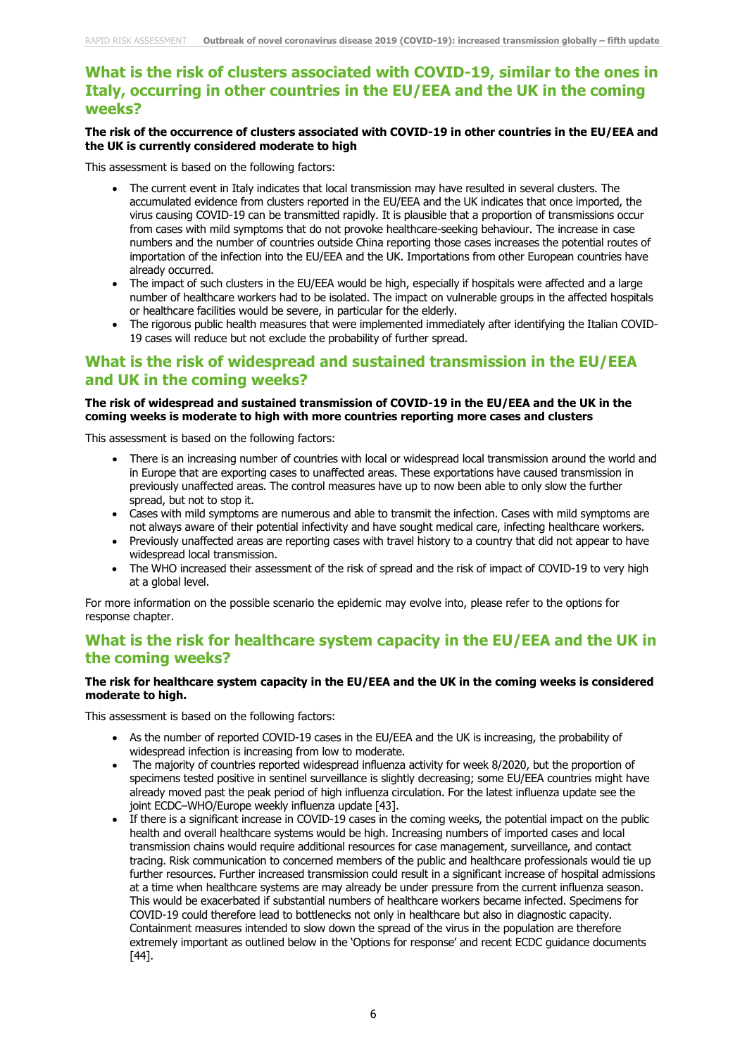## What is the risk of clusters associated with COVID-19, similar to the ones in Italy, occurring in other countries in the EU/EEA and the UK in the coming weeks?

**The risk of the occurrence of clusters associated with COVID-19 in other countries in the EU/EEA and the UK is currently considered moderate to high**

This assessment is based on the following factors:

- The current event in Italy indicates that local transmission may have resulted in several clusters. The accumulated evidence from clusters reported in the EU/EEA and the UK indicates that once imported, the virus causing COVID-19 can be transmitted rapidly. It is plausible that a proportion of transmissions occur from cases with mild symptoms that do not provoke healthcare-seeking behaviour. The increase in case numbers and the number of countries outside China reporting those cases increases the potential routes of importation of the infection into the EU/EEA and the UK. Importations from other European countries have already occurred.
- The impact of such clusters in the EU/EEA would be high, especially if hospitals were affected and a large number of healthcare workers had to be isolated. The impact on vulnerable groups in the affected hospitals or healthcare facilities would be severe, in particular for the elderly.
- The rigorous public health measures that were implemented immediately after identifying the Italian COVID-19 cases will reduce but not exclude the probability of further spread.

## What is the risk of widespread and sustained transmission in the EU/EEA and UK in the coming weeks?

**The risk of widespread and sustained transmission of COVID-19 in the EU/EEA and the UK in the coming weeks is moderate to high with more countries reporting more cases and clusters**

This assessment is based on the following factors:

- There is an increasing number of countries with local or widespread local transmission around the world and in Europe that are exporting cases to unaffected areas. These exportations have caused transmission in previously unaffected areas. The control measures have up to now been able to only slow the further spread, but not to stop it.
- Cases with mild symptoms are numerous and able to transmit the infection. Cases with mild symptoms are not always aware of their potential infectivity and have sought medical care, infecting healthcare workers.
- Previously unaffected areas are reporting cases with travel history to a country that did not appear to have widespread local transmission.
- The WHO increased their assessment of the risk of spread and the risk of impact of COVID-19 to very high at a global level.

For more information on the possible scenario the epidemic may evolve into, please refer to the options for response chapter.

## What is the risk for healthcare system capacity in the EU/EEA and the UK in the coming weeks?

**The risk for healthcare system capacity in the EU/EEA and the UK in the coming weeks is considered moderate to high.**

This assessment is based on the following factors:

- As the number of reported COVID-19 cases in the EU/EEA and the UK is increasing, the probability of widespread infection is increasing from low to moderate.
- The majority of countries reported widespread influenza activity for week 8/2020, but the proportion of specimens tested positive in sentinel surveillance is slightly decreasing; some EU/EEA countries might have already moved past the peak period of high influenza circulation. For the latest influenza update see the joint ECDC–WHO/Europe weekly influenza update [43].
- If there is a significant increase in COVID-19 cases in the coming weeks, the potential impact on the public health and overall healthcare systems would be high. Increasing numbers of imported cases and local transmission chains would require additional resources for case management, surveillance, and contact tracing. Risk communication to concerned members of the public and healthcare professionals would tie up further resources. Further increased transmission could result in a significant increase of hospital admissions at a time when healthcare systems are may already be under pressure from the current influenza season. This would be exacerbated if substantial numbers of healthcare workers became infected. Specimens for COVID-19 could therefore lead to bottlenecks not only in healthcare but also in diagnostic capacity. Containment measures intended to slow down the spread of the virus in the population are therefore extremely important as outlined below in the 'Options for response' and recent ECDC guidance documents [44].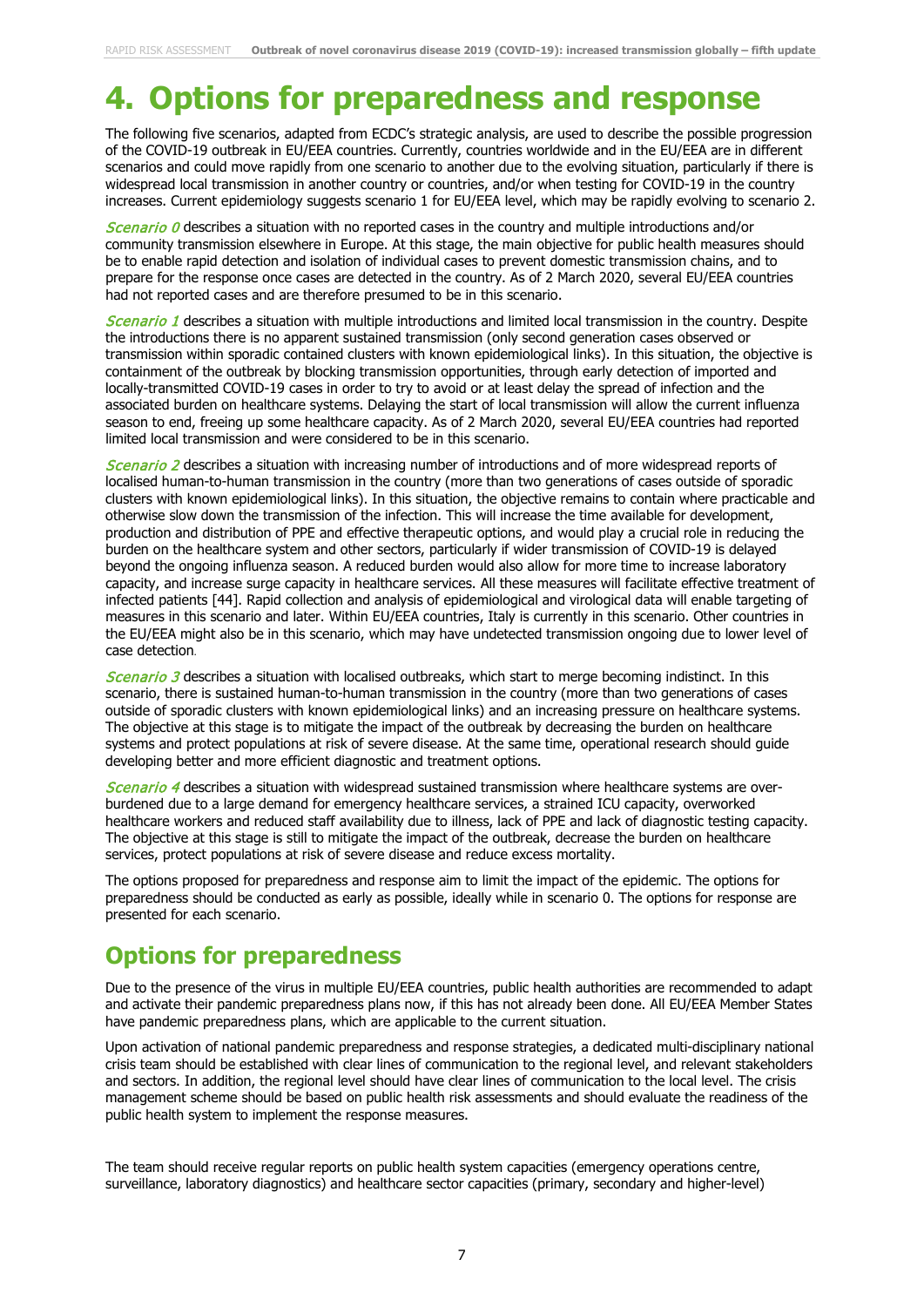# 4. Options for preparedness and response

The following five scenarios, adapted from ECDC's strategic analysis, are used to describe the possible progression of the COVID-19 outbreak in EU/EEA countries. Currently, countries worldwide and in the EU/EEA are in different scenarios and could move rapidly from one scenario to another due to the evolving situation, particularly if there is widespread local transmission in another country or countries, and/or when testing for COVID-19 in the country increases. Current epidemiology suggests scenario 1 for EU/EEA level, which may be rapidly evolving to scenario 2.

*Scenario 0* describes a situation with no reported cases in the country and multiple introductions and/or community transmission elsewhere in Europe. At this stage, the main objective for public health measures should be to enable rapid detection and isolation of individual cases to prevent domestic transmission chains, and to prepare for the response once cases are detected in the country. As of 2 March 2020, several EU/EEA countries had not reported cases and are therefore presumed to be in this scenario.

*Scenario 1* describes a situation with multiple introductions and limited local transmission in the country. Despite the introductions there is no apparent sustained transmission (only second generation cases observed or transmission within sporadic contained clusters with known epidemiological links). In this situation, the objective is containment of the outbreak by blocking transmission opportunities, through early detection of imported and locally-transmitted COVID-19 cases in order to try to avoid or at least delay the spread of infection and the associated burden on healthcare systems. Delaying the start of local transmission will allow the current influenza season to end, freeing up some healthcare capacity. As of 2 March 2020, several EU/EEA countries had reported limited local transmission and were considered to be in this scenario.

*Scenario 2* describes a situation with increasing number of introductions and of more widespread reports of localised human-to-human transmission in the country (more than two generations of cases outside of sporadic clusters with known epidemiological links). In this situation, the objective remains to contain where practicable and otherwise slow down the transmission of the infection. This will increase the time available for development, production and distribution of PPE and effective therapeutic options, and would play a crucial role in reducing the burden on the healthcare system and other sectors, particularly if wider transmission of COVID-19 is delayed beyond the ongoing influenza season. A reduced burden would also allow for more time to increase laboratory capacity, and increase surge capacity in healthcare services. All these measures will facilitate effective treatment of infected patients [44]. Rapid collection and analysis of epidemiological and virological data will enable targeting of measures in this scenario and later. Within EU/EEA countries, Italy is currently in this scenario. Other countries in the EU/EEA might also be in this scenario, which may have undetected transmission ongoing due to lower level of case detection.

*Scenario 3* describes a situation with localised outbreaks, which start to merge becoming indistinct. In this scenario, there is sustained human-to-human transmission in the country (more than two generations of cases outside of sporadic clusters with known epidemiological links) and an increasing pressure on healthcare systems. The objective at this stage is to mitigate the impact of the outbreak by decreasing the burden on healthcare systems and protect populations at risk of severe disease. At the same time, operational research should guide developing better and more efficient diagnostic and treatment options.

*Scenario 4* describes a situation with widespread sustained transmission where healthcare systems are over-burdened due to a large demand for emergency healthcare services, a strained ICU capacity, overworked healthcare workers and reduced staff availability due to illness, lack of PPE and lack of diagnostic testing capacity. The objective at this stage is still to mitigate the impact of the outbreak, decrease the burden on healthcare services, protect populations at risk of severe disease and reduce excess mortality.

The options proposed for preparedness and response aim to limit the impact of the epidemic. The options for preparedness should be conducted as early as possible, ideally while in scenario 0. The options for response are presented for each scenario.

## Options for preparedness

Due to the presence of the virus in multiple EU/EEA countries, public health authorities are recommended to adapt and activate their pandemic preparedness plans now, if this has not already been done. All EU/EEA Member States have pandemic preparedness plans, which are applicable to the current situation.

Upon activation of national pandemic preparedness and response strategies, a dedicated multi-disciplinary national crisis team should be established with clear lines of communication to the regional level, and relevant stakeholders and sectors. In addition, the regional level should have clear lines of communication to the local level. The crisis management scheme should be based on public health risk assessments and should evaluate the readiness of the public health system to implement the response measures.

The team should receive regular reports on public health system capacities (emergency operations centre, surveillance, laboratory diagnostics) and healthcare sector capacities (primary, secondary and higher-level)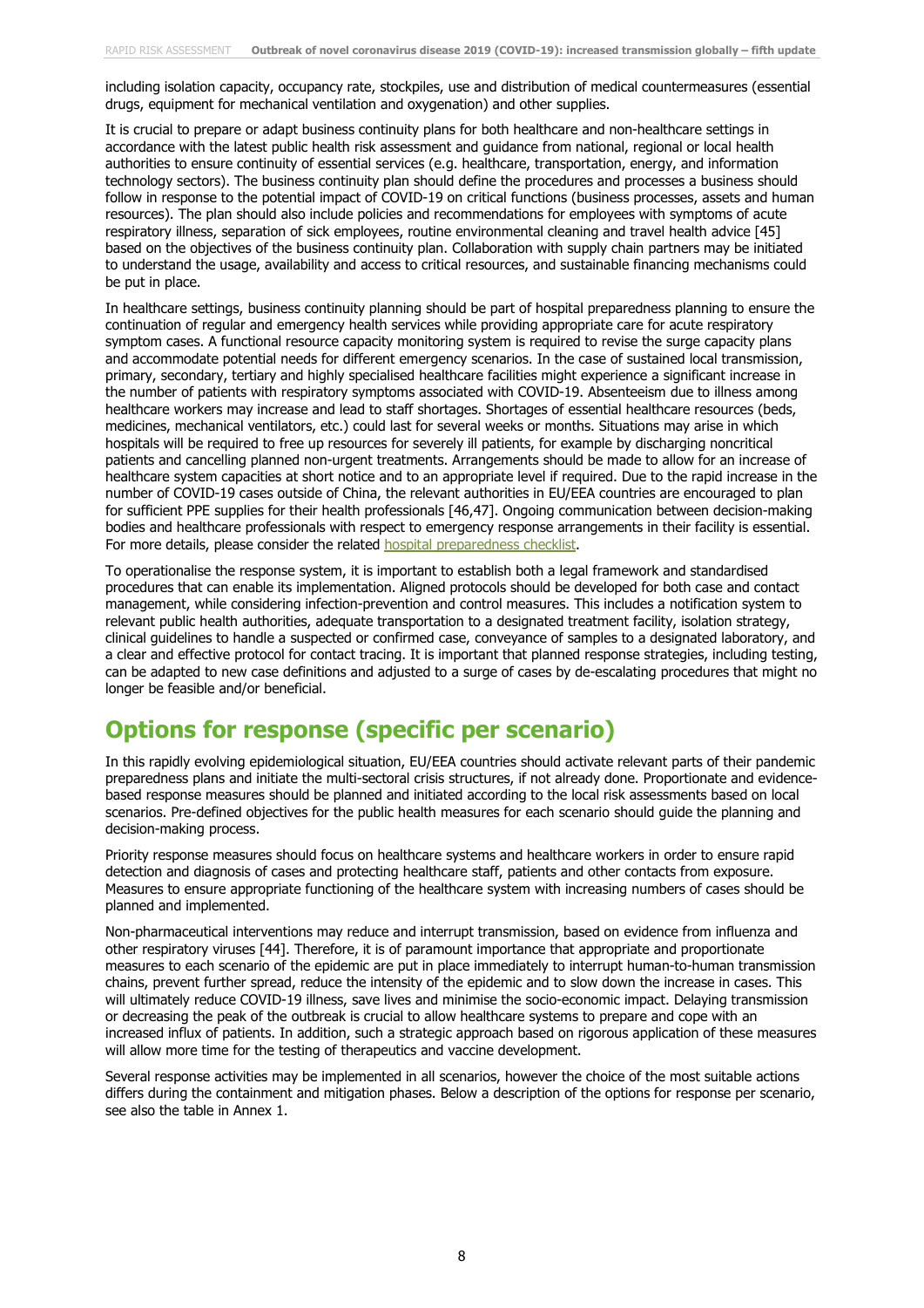including isolation capacity, occupancy rate, stockpiles, use and distribution of medical countermeasures (essential drugs, equipment for mechanical ventilation and oxygenation) and other supplies.

It is crucial to prepare or adapt business continuity plans for both healthcare and non-healthcare settings in accordance with the latest public health risk assessment and guidance from national, regional or local health authorities to ensure continuity of essential services (e.g. healthcare, transportation, energy, and information technology sectors). The business continuity plan should define the procedures and processes a business should follow in response to the potential impact of COVID-19 on critical functions (business processes, assets and human resources). The plan should also include policies and recommendations for employees with symptoms of acute respiratory illness, separation of sick employees, routine environmental cleaning and travel health advice [45] based on the objectives of the business continuity plan. Collaboration with supply chain partners may be initiated to understand the usage, availability and access to critical resources, and sustainable financing mechanisms could be put in place.

In healthcare settings, business continuity planning should be part of hospital preparedness planning to ensure the continuation of regular and emergency health services while providing appropriate care for acute respiratory symptom cases. A functional resource capacity monitoring system is required to revise the surge capacity plans and accommodate potential needs for different emergency scenarios. In the case of sustained local transmission, primary, secondary, tertiary and highly specialised healthcare facilities might experience a significant increase in the number of patients with respiratory symptoms associated with COVID-19. Absenteeism due to illness among healthcare workers may increase and lead to staff shortages. Shortages of essential healthcare resources (beds, medicines, mechanical ventilators, etc.) could last for several weeks or months. Situations may arise in which hospitals will be required to free up resources for severely ill patients, for example by discharging noncritical patients and cancelling planned non-urgent treatments. Arrangements should be made to allow for an increase of healthcare system capacities at short notice and to an appropriate level if required. Due to the rapid increase in the number of COVID-19 cases outside of China, the relevant authorities in EU/EEA countries are encouraged to plan for sufficient PPE supplies for their health professionals [46,47]. Ongoing communication between decision-making bodies and healthcare professionals with respect to emergency response arrangements in their facility is essential. For more details, please consider the related hospital preparedness checklist.

To operationalise the response system, it is important to establish both a legal framework and standardised procedures that can enable its implementation. Aligned protocols should be developed for both case and contact management, while considering infection-prevention and control measures. This includes a notification system to relevant public health authorities, adequate transportation to a designated treatment facility, isolation strategy, clinical guidelines to handle a suspected or confirmed case, conveyance of samples to a designated laboratory, and a clear and effective protocol for contact tracing. It is important that planned response strategies, including testing, can be adapted to new case definitions and adjusted to a surge of cases by de-escalating procedures that might no longer be feasible and/or beneficial.

# Options for response (specific per scenario)

In this rapidly evolving epidemiological situation, EU/EEA countries should activate relevant parts of their pandemic preparedness plans and initiate the multi-sectoral crisis structures, if not already done. Proportionate and evidence-based response measures should be planned and initiated according to the local risk assessments based on local scenarios. Pre-defined objectives for the public health measures for each scenario should guide the planning and decision-making process.

Priority response measures should focus on healthcare systems and healthcare workers in order to ensure rapid detection and diagnosis of cases and protecting healthcare staff, patients and other contacts from exposure. Measures to ensure appropriate functioning of the healthcare system with increasing numbers of cases should be planned and implemented.

Non-pharmaceutical interventions may reduce and interrupt transmission, based on evidence from influenza and other respiratory viruses [44]. Therefore, it is of paramount importance that appropriate and proportionate measures to each scenario of the epidemic are put in place immediately to interrupt human-to-human transmission chains, prevent further spread, reduce the intensity of the epidemic and to slow down the increase in cases. This will ultimately reduce COVID-19 illness, save lives and minimise the socio-economic impact. Delaying transmission or decreasing the peak of the outbreak is crucial to allow healthcare systems to prepare and cope with an increased influx of patients. In addition, such a strategic approach based on rigorous application of these measures will allow more time for the testing of therapeutics and vaccine development.

Several response activities may be implemented in all scenarios, however the choice of the most suitable actions differs during the containment and mitigation phases. Below a description of the options for response per scenario, see also the table in Annex 1.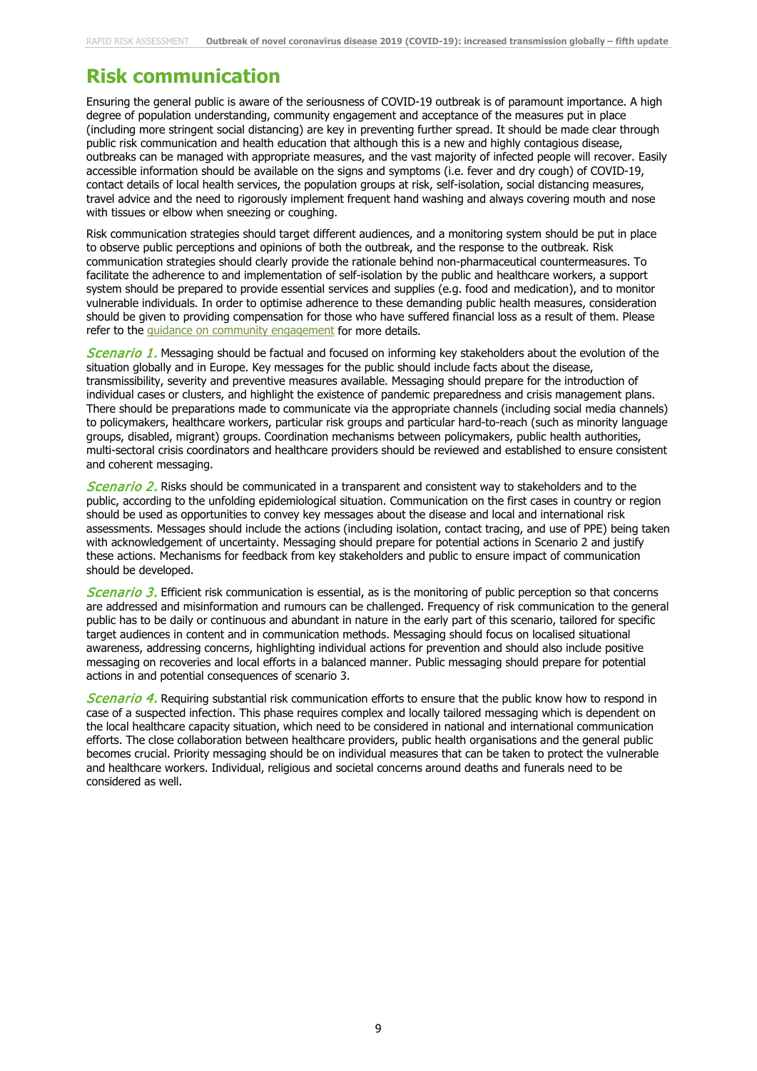## Risk communication

Ensuring the general public is aware of the seriousness of COVID-19 outbreak is of paramount importance. A high degree of population understanding, community engagement and acceptance of the measures put in place (including more stringent social distancing) are key in preventing further spread. It should be made clear through public risk communication and health education that although this is a new and highly contagious disease, outbreaks can be managed with appropriate measures, and the vast majority of infected people will recover. Easily accessible information should be available on the signs and symptoms (i.e. fever and dry cough) of COVID-19, contact details of local health services, the population groups at risk, self-isolation, social distancing measures, travel advice and the need to rigorously implement frequent hand washing and always covering mouth and nose with tissues or elbow when sneezing or coughing.

Risk communication strategies should target different audiences, and a monitoring system should be put in place to observe public perceptions and opinions of both the outbreak, and the response to the outbreak. Risk communication strategies should clearly provide the rationale behind non-pharmaceutical countermeasures. To facilitate the adherence to and implementation of self-isolation by the public and healthcare workers, a support system should be prepared to provide essential services and supplies (e.g. food and medication), and to monitor vulnerable individuals. In order to optimise adherence to these demanding public health measures, consideration should be given to providing compensation for those who have suffered financial loss as a result of them. Please refer to the guidance on community engagement for more details.

*Scenario 1.* Messaging should be factual and focused on informing key stakeholders about the evolution of the situation globally and in Europe. Key messages for the public should include facts about the disease, transmissibility, severity and preventive measures available. Messaging should prepare for the introduction of individual cases or clusters, and highlight the existence of pandemic preparedness and crisis management plans. There should be preparations made to communicate via the appropriate channels (including social media channels) to policymakers, healthcare workers, particular risk groups and particular hard-to-reach (such as minority language groups, disabled, migrant) groups. Coordination mechanisms between policymakers, public health authorities, multi-sectoral crisis coordinators and healthcare providers should be reviewed and established to ensure consistent and coherent messaging.

*Scenario 2.* Risks should be communicated in a transparent and consistent way to stakeholders and to the public, according to the unfolding epidemiological situation. Communication on the first cases in country or region should be used as opportunities to convey key messages about the disease and local and international risk assessments. Messages should include the actions (including isolation, contact tracing, and use of PPE) being taken with acknowledgement of uncertainty. Messaging should prepare for potential actions in Scenario 2 and justify these actions. Mechanisms for feedback from key stakeholders and public to ensure impact of communication should be developed.

*Scenario 3.* Efficient risk communication is essential, as is the monitoring of public perception so that concerns are addressed and misinformation and rumours can be challenged. Frequency of risk communication to the general public has to be daily or continuous and abundant in nature in the early part of this scenario, tailored for specific target audiences in content and in communication methods. Messaging should focus on localised situational awareness, addressing concerns, highlighting individual actions for prevention and should also include positive messaging on recoveries and local efforts in a balanced manner. Public messaging should prepare for potential actions in and potential consequences of scenario 3.

*Scenario 4.* Requiring substantial risk communication efforts to ensure that the public know how to respond in case of a suspected infection. This phase requires complex and locally tailored messaging which is dependent on the local healthcare capacity situation, which need to be considered in national and international communication efforts. The close collaboration between healthcare providers, public health organisations and the general public becomes crucial. Priority messaging should be on individual measures that can be taken to protect the vulnerable and healthcare workers. Individual, religious and societal concerns around deaths and funerals need to be considered as well.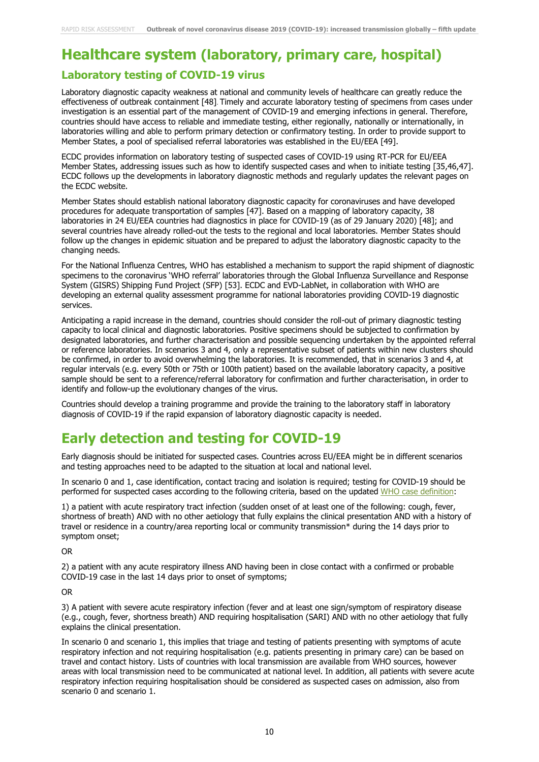# Healthcare system (laboratory, primary care, hospital)

## Laboratory testing of COVID-19 virus

Laboratory diagnostic capacity weakness at national and community levels of healthcare can greatly reduce the effectiveness of outbreak containment [48]. Timely and accurate laboratory testing of specimens from cases under investigation is an essential part of the management of COVID-19 and emerging infections in general. Therefore, countries should have access to reliable and immediate testing, either regionally, nationally or internationally, in laboratories willing and able to perform primary detection or confirmatory testing. In order to provide support to Member States, a pool of specialised referral laboratories was established in the EU/EEA [49].

ECDC provides information on laboratory testing of suspected cases of COVID-19 using RT-PCR for EU/EEA Member States, addressing issues such as how to identify suspected cases and when to initiate testing [35,46,47]. ECDC follows up the developments in laboratory diagnostic methods and regularly updates the relevant pages on the ECDC website.

Member States should establish national laboratory diagnostic capacity for coronaviruses and have developed procedures for adequate transportation of samples [47]. Based on a mapping of laboratory capacity, 38 laboratories in 24 EU/EEA countries had diagnostics in place for COVID-19 (as of 29 January 2020) [48]; and several countries have already rolled-out the tests to the regional and local laboratories. Member States should follow up the changes in epidemic situation and be prepared to adjust the laboratory diagnostic capacity to the changing needs.

For the National Influenza Centres, WHO has established a mechanism to support the rapid shipment of diagnostic specimens to the coronavirus 'WHO referral' laboratories through the Global Influenza Surveillance and Response System (GISRS) Shipping Fund Project (SFP) [53]. ECDC and EVD-LabNet, in collaboration with WHO are developing an external quality assessment programme for national laboratories providing COVID-19 diagnostic services.

Anticipating a rapid increase in the demand, countries should consider the roll-out of primary diagnostic testing capacity to local clinical and diagnostic laboratories. Positive specimens should be subjected to confirmation by designated laboratories, and further characterisation and possible sequencing undertaken by the appointed referral or reference laboratories. In scenarios 3 and 4, only a representative subset of patients within new clusters should be confirmed, in order to avoid overwhelming the laboratories. It is recommended, that in scenarios 3 and 4, at regular intervals (e.g. every 50th or 75th or 100th patient) based on the available laboratory capacity, a positive sample should be sent to a reference/referral laboratory for confirmation and further characterisation, in order to identify and follow-up the evolutionary changes of the virus.

Countries should develop a training programme and provide the training to the laboratory staff in laboratory diagnosis of COVID-19 if the rapid expansion of laboratory diagnostic capacity is needed.

# Early detection and testing for COVID-19

Early diagnosis should be initiated for suspected cases. Countries across EU/EEA might be in different scenarios and testing approaches need to be adapted to the situation at local and national level.

In scenario 0 and 1, case identification, contact tracing and isolation is required; testing for COVID-19 should be performed for suspected cases according to the following criteria, based on the updated WHO case definition:

1) a patient with acute respiratory tract infection (sudden onset of at least one of the following: cough, fever, shortness of breath) AND with no other aetiology that fully explains the clinical presentation AND with a history of travel or residence in a country/area reporting local or community transmission* during the 14 days prior to symptom onset;

OR

2) a patient with any acute respiratory illness AND having been in close contact with a confirmed or probable COVID-19 case in the last 14 days prior to onset of symptoms;

OR

3) A patient with severe acute respiratory infection (fever and at least one sign/symptom of respiratory disease (e.g., cough, fever, shortness breath) AND requiring hospitalisation (SARI) AND with no other aetiology that fully explains the clinical presentation.

In scenario 0 and scenario 1, this implies that triage and testing of patients presenting with symptoms of acute respiratory infection and not requiring hospitalisation (e.g. patients presenting in primary care) can be based on travel and contact history. Lists of countries with local transmission are available from WHO sources, however areas with local transmission need to be communicated at national level. In addition, all patients with severe acute respiratory infection requiring hospitalisation should be considered as suspected cases on admission, also from scenario 0 and scenario 1.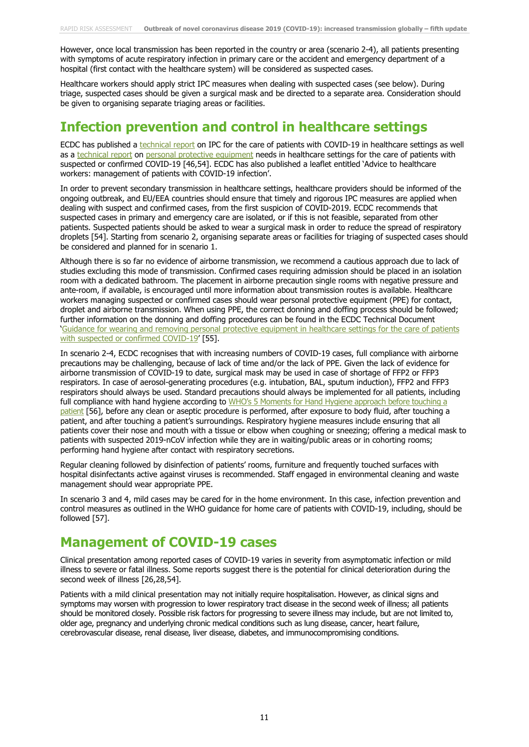However, once local transmission has been reported in the country or area (scenario 2-4), all patients presenting with symptoms of acute respiratory infection in primary care or the accident and emergency department of a hospital (first contact with the healthcare system) will be considered as suspected cases.

Healthcare workers should apply strict IPC measures when dealing with suspected cases (see below). During triage, suspected cases should be given a surgical mask and be directed to a separate area. Consideration should be given to organising separate triaging areas or facilities.

# Infection prevention and control in healthcare settings

ECDC has published a technical report on IPC for the care of patients with COVID-19 in healthcare settings as well as a technical report on personal protective equipment needs in healthcare settings for the care of patients with suspected or confirmed COVID-19 [46,54]. ECDC has also published a leaflet entitled 'Advice to healthcare workers: management of patients with COVID-19 infection'.

In order to prevent secondary transmission in healthcare settings, healthcare providers should be informed of the ongoing outbreak, and EU/EEA countries should ensure that timely and rigorous IPC measures are applied when dealing with suspect and confirmed cases, from the first suspicion of COVID-2019. ECDC recommends that suspected cases in primary and emergency care are isolated, or if this is not feasible, separated from other patients. Suspected patients should be asked to wear a surgical mask in order to reduce the spread of respiratory droplets [54]. Starting from scenario 2, organising separate areas or facilities for triaging of suspected cases should be considered and planned for in scenario 1.

Although there is so far no evidence of airborne transmission, we recommend a cautious approach due to lack of studies excluding this mode of transmission. Confirmed cases requiring admission should be placed in an isolation room with a dedicated bathroom. The placement in airborne precaution single rooms with negative pressure and ante-room, if available, is encouraged until more information about transmission routes is available. Healthcare workers managing suspected or confirmed cases should wear personal protective equipment (PPE) for contact, droplet and airborne transmission. When using PPE, the correct donning and doffing process should be followed; further information on the donning and doffing procedures can be found in the ECDC Technical Document 'Guidance for wearing and removing personal protective equipment in healthcare settings for the care of patients with suspected or confirmed COVID-19' [55].

In scenario 2-4, ECDC recognises that with increasing numbers of COVID-19 cases, full compliance with airborne precautions may be challenging, because of lack of time and/or the lack of PPE. Given the lack of evidence for airborne transmission of COVID-19 to date, surgical mask may be used in case of shortage of FFP2 or FFP3 respirators. In case of aerosol-generating procedures (e.g. intubation, BAL, sputum induction), FFP2 and FFP3 respirators should always be used. Standard precautions should always be implemented for all patients, including full compliance with hand hygiene according to WHO's 5 Moments for Hand Hygiene approach before touching a patient [56], before any clean or aseptic procedure is performed, after exposure to body fluid, after touching a patient, and after touching a patient's surroundings. Respiratory hygiene measures include ensuring that all patients cover their nose and mouth with a tissue or elbow when coughing or sneezing; offering a medical mask to patients with suspected 2019-nCoV infection while they are in waiting/public areas or in cohorting rooms; performing hand hygiene after contact with respiratory secretions.

Regular cleaning followed by disinfection of patients' rooms, furniture and frequently touched surfaces with hospital disinfectants active against viruses is recommended. Staff engaged in environmental cleaning and waste management should wear appropriate PPE.

In scenario 3 and 4, mild cases may be cared for in the home environment. In this case, infection prevention and control measures as outlined in the WHO guidance for home care of patients with COVID-19, including, should be followed [57].

# Management of COVID-19 cases

Clinical presentation among reported cases of COVID-19 varies in severity from asymptomatic infection or mild illness to severe or fatal illness. Some reports suggest there is the potential for clinical deterioration during the second week of illness [26,28,54].

Patients with a mild clinical presentation may not initially require hospitalisation. However, as clinical signs and symptoms may worsen with progression to lower respiratory tract disease in the second week of illness; all patients should be monitored closely. Possible risk factors for progressing to severe illness may include, but are not limited to, older age, pregnancy and underlying chronic medical conditions such as lung disease, cancer, heart failure, cerebrovascular disease, renal disease, liver disease, diabetes, and immunocompromising conditions.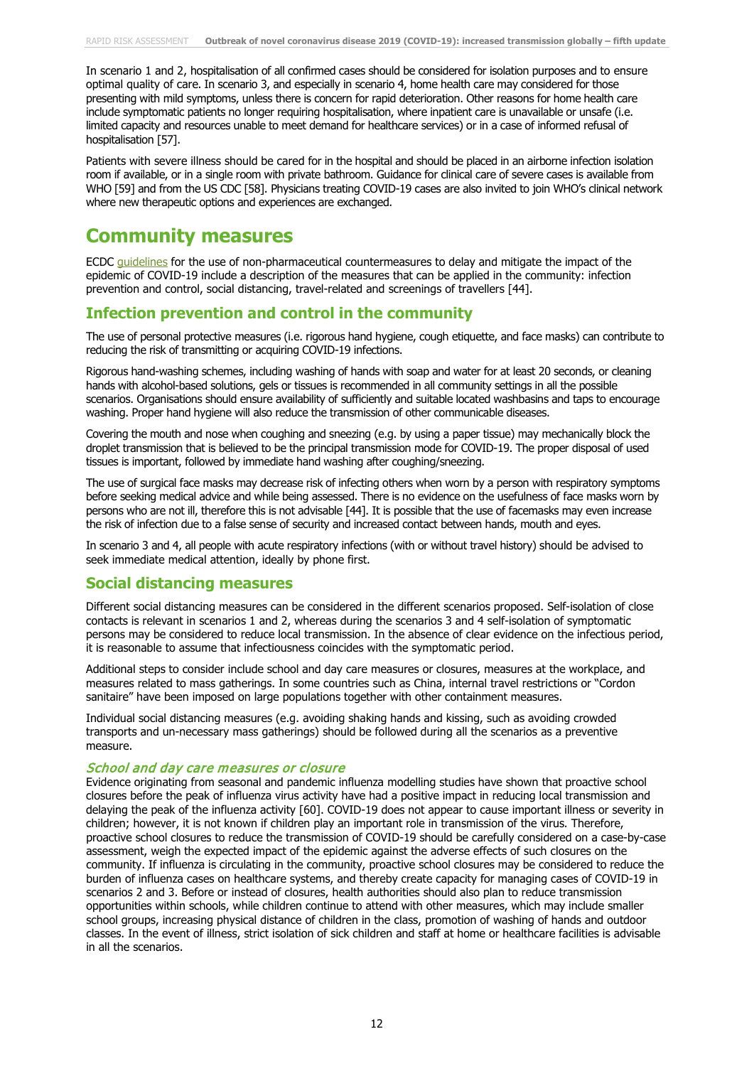In scenario 1 and 2, hospitalisation of all confirmed cases should be considered for isolation purposes and to ensure optimal quality of care. In scenario 3, and especially in scenario 4, home health care may considered for those presenting with mild symptoms, unless there is concern for rapid deterioration. Other reasons for home health care include symptomatic patients no longer requiring hospitalisation, where inpatient care is unavailable or unsafe (i.e. limited capacity and resources unable to meet demand for healthcare services) or in a case of informed refusal of hospitalisation [57].

Patients with severe illness should be cared for in the hospital and should be placed in an airborne infection isolation room if available, or in a single room with private bathroom. Guidance for clinical care of severe cases is available from WHO [59] and from the US CDC [58]. Physicians treating COVID-19 cases are also invited to join WHO's clinical network where new therapeutic options and experiences are exchanged.

# Community measures

ECDC guidelines for the use of non-pharmaceutical countermeasures to delay and mitigate the impact of the epidemic of COVID-19 include a description of the measures that can be applied in the community: infection prevention and control, social distancing, travel-related and screenings of travellers [44].

## Infection prevention and control in the community

The use of personal protective measures (i.e. rigorous hand hygiene, cough etiquette, and face masks) can contribute to reducing the risk of transmitting or acquiring COVID-19 infections.

Rigorous hand-washing schemes, including washing of hands with soap and water for at least 20 seconds, or cleaning hands with alcohol-based solutions, gels or tissues is recommended in all community settings in all the possible scenarios. Organisations should ensure availability of sufficiently and suitable located washbasins and taps to encourage washing. Proper hand hygiene will also reduce the transmission of other communicable diseases.

Covering the mouth and nose when coughing and sneezing (e.g. by using a paper tissue) may mechanically block the droplet transmission that is believed to be the principal transmission mode for COVID-19. The proper disposal of used tissues is important, followed by immediate hand washing after coughing/sneezing.

The use of surgical face masks may decrease risk of infecting others when worn by a person with respiratory symptoms before seeking medical advice and while being assessed. There is no evidence on the usefulness of face masks worn by persons who are not ill, therefore this is not advisable [44]. It is possible that the use of facemasks may even increase the risk of infection due to a false sense of security and increased contact between hands, mouth and eyes.

In scenario 3 and 4, all people with acute respiratory infections (with or without travel history) should be advised to seek immediate medical attention, ideally by phone first.

## Social distancing measures

Different social distancing measures can be considered in the different scenarios proposed. Self-isolation of close contacts is relevant in scenarios 1 and 2, whereas during the scenarios 3 and 4 self-isolation of symptomatic persons may be considered to reduce local transmission. In the absence of clear evidence on the infectious period, it is reasonable to assume that infectiousness coincides with the symptomatic period.

Additional steps to consider include school and day care measures or closures, measures at the workplace, and measures related to mass gatherings. In some countries such as China, internal travel restrictions or "Cordon sanitaire" have been imposed on large populations together with other containment measures.

Individual social distancing measures (e.g. avoiding shaking hands and kissing, such as avoiding crowded transports and un-necessary mass gatherings) should be followed during all the scenarios as a preventive measure.

### *School and day care measures or closure*

Evidence originating from seasonal and pandemic influenza modelling studies have shown that proactive school closures before the peak of influenza virus activity have had a positive impact in reducing local transmission and delaying the peak of the influenza activity [60]. COVID-19 does not appear to cause important illness or severity in children; however, it is not known if children play an important role in transmission of the virus. Therefore, proactive school closures to reduce the transmission of COVID-19 should be carefully considered on a case-by-case assessment, weigh the expected impact of the epidemic against the adverse effects of such closures on the community. If influenza is circulating in the community, proactive school closures may be considered to reduce the burden of influenza cases on healthcare systems, and thereby create capacity for managing cases of COVID-19 in scenarios 2 and 3. Before or instead of closures, health authorities should also plan to reduce transmission opportunities within schools, while children continue to attend with other measures, which may include smaller school groups, increasing physical distance of children in the class, promotion of washing of hands and outdoor classes. In the event of illness, strict isolation of sick children and staff at home or healthcare facilities is advisable in all the scenarios.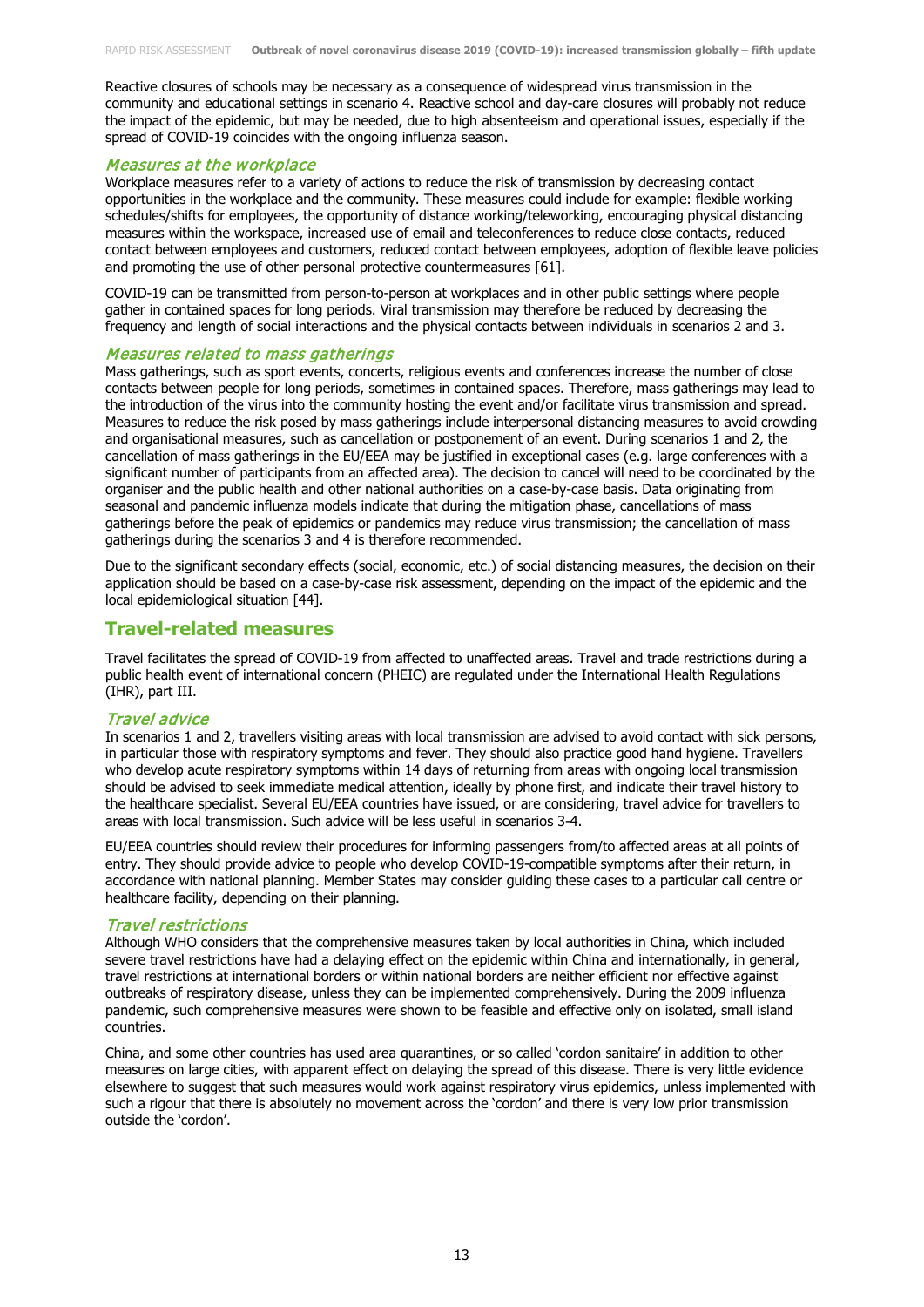Reactive closures of schools may be necessary as a consequence of widespread virus transmission in the community and educational settings in scenario 4. Reactive school and day-care closures will probably not reduce the impact of the epidemic, but may be needed, due to high absenteeism and operational issues, especially if the spread of COVID-19 coincides with the ongoing influenza season.

### *Measures at the workplace*

Workplace measures refer to a variety of actions to reduce the risk of transmission by decreasing contact opportunities in the workplace and the community. These measures could include for example: flexible working schedules/shifts for employees, the opportunity of distance working/teleworking, encouraging physical distancing measures within the workspace, increased use of email and teleconferences to reduce close contacts, reduced contact between employees and customers, reduced contact between employees, adoption of flexible leave policies and promoting the use of other personal protective countermeasures [61].

COVID-19 can be transmitted from person-to-person at workplaces and in other public settings where people gather in contained spaces for long periods. Viral transmission may therefore be reduced by decreasing the frequency and length of social interactions and the physical contacts between individuals in scenarios 2 and 3.

### *Measures related to mass gatherings*

Mass gatherings, such as sport events, concerts, religious events and conferences increase the number of close contacts between people for long periods, sometimes in contained spaces. Therefore, mass gatherings may lead to the introduction of the virus into the community hosting the event and/or facilitate virus transmission and spread. Measures to reduce the risk posed by mass gatherings include interpersonal distancing measures to avoid crowding and organisational measures, such as cancellation or postponement of an event. During scenarios 1 and 2, the cancellation of mass gatherings in the EU/EEA may be justified in exceptional cases (e.g. large conferences with a significant number of participants from an affected area). The decision to cancel will need to be coordinated by the organiser and the public health and other national authorities on a case-by-case basis. Data originating from seasonal and pandemic influenza models indicate that during the mitigation phase, cancellations of mass gatherings before the peak of epidemics or pandemics may reduce virus transmission; the cancellation of mass gatherings during the scenarios 3 and 4 is therefore recommended.

Due to the significant secondary effects (social, economic, etc.) of social distancing measures, the decision on their application should be based on a case-by-case risk assessment, depending on the impact of the epidemic and the local epidemiological situation [44].

## Travel-related measures

Travel facilitates the spread of COVID-19 from affected to unaffected areas. Travel and trade restrictions during a public health event of international concern (PHEIC) are regulated under the International Health Regulations (IHR), part III.

### *Travel advice*

In scenarios 1 and 2, travellers visiting areas with local transmission are advised to avoid contact with sick persons, in particular those with respiratory symptoms and fever. They should also practice good hand hygiene. Travellers who develop acute respiratory symptoms within 14 days of returning from areas with ongoing local transmission should be advised to seek immediate medical attention, ideally by phone first, and indicate their travel history to the healthcare specialist. Several EU/EEA countries have issued, or are considering, travel advice for travellers to areas with local transmission. Such advice will be less useful in scenarios 3-4.

EU/EEA countries should review their procedures for informing passengers from/to affected areas at all points of entry. They should provide advice to people who develop COVID-19-compatible symptoms after their return, in accordance with national planning. Member States may consider guiding these cases to a particular call centre or healthcare facility, depending on their planning.

### *Travel restrictions*

Although WHO considers that the comprehensive measures taken by local authorities in China, which included severe travel restrictions have had a delaying effect on the epidemic within China and internationally, in general, travel restrictions at international borders or within national borders are neither efficient nor effective against outbreaks of respiratory disease, unless they can be implemented comprehensively. During the 2009 influenza pandemic, such comprehensive measures were shown to be feasible and effective only on isolated, small island countries.

China, and some other countries has used area quarantines, or so called 'cordon sanitaire' in addition to other measures on large cities, with apparent effect on delaying the spread of this disease. There is very little evidence elsewhere to suggest that such measures would work against respiratory virus epidemics, unless implemented with such a rigour that there is absolutely no movement across the 'cordon' and there is very low prior transmission outside the 'cordon'.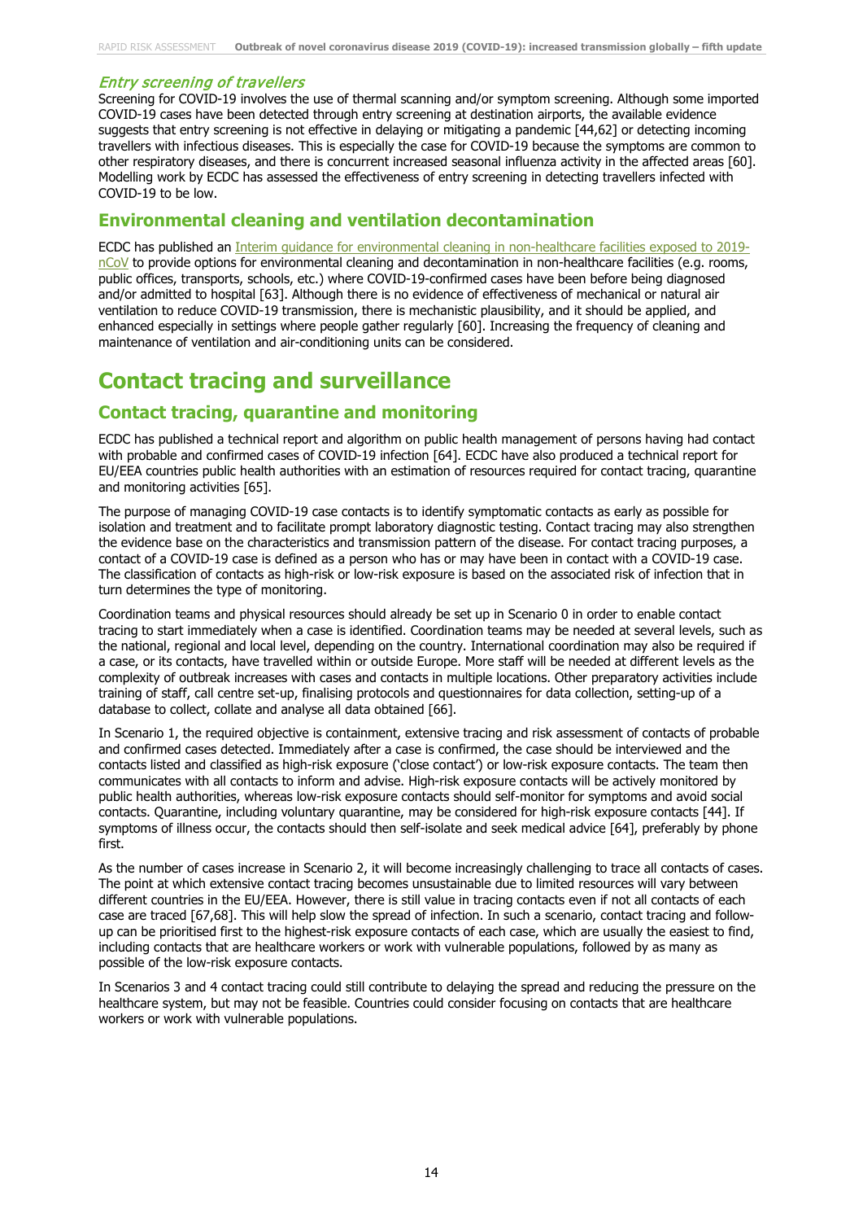*Entry screening of travellers*

Screening for COVID-19 involves the use of thermal scanning and/or symptom screening. Although some imported COVID-19 cases have been detected through entry screening at destination airports, the available evidence suggests that entry screening is not effective in delaying or mitigating a pandemic [44,62] or detecting incoming travellers with infectious diseases. This is especially the case for COVID-19 because the symptoms are common to other respiratory diseases, and there is concurrent increased seasonal influenza activity in the affected areas [60]. Modelling work by ECDC has assessed the effectiveness of entry screening in detecting travellers infected with COVID-19 to be low.

## Environmental cleaning and ventilation decontamination

ECDC has published an Interim guidance for environmental cleaning in non-healthcare facilities exposed to 2019-nCoV to provide options for environmental cleaning and decontamination in non-healthcare facilities (e.g. rooms, public offices, transports, schools, etc.) where COVID-19-confirmed cases have been before being diagnosed and/or admitted to hospital [63]. Although there is no evidence of effectiveness of mechanical or natural air ventilation to reduce COVID-19 transmission, there is mechanistic plausibility, and it should be applied, and enhanced especially in settings where people gather regularly [60]. Increasing the frequency of cleaning and maintenance of ventilation and air-conditioning units can be considered.

# Contact tracing and surveillance

## Contact tracing, quarantine and monitoring

ECDC has published a technical report and algorithm on public health management of persons having had contact with probable and confirmed cases of COVID-19 infection [64]. ECDC have also produced a technical report for EU/EEA countries public health authorities with an estimation of resources required for contact tracing, quarantine and monitoring activities [65].

The purpose of managing COVID-19 case contacts is to identify symptomatic contacts as early as possible for isolation and treatment and to facilitate prompt laboratory diagnostic testing. Contact tracing may also strengthen the evidence base on the characteristics and transmission pattern of the disease. For contact tracing purposes, a contact of a COVID-19 case is defined as a person who has or may have been in contact with a COVID-19 case. The classification of contacts as high-risk or low-risk exposure is based on the associated risk of infection that in turn determines the type of monitoring.

Coordination teams and physical resources should already be set up in Scenario 0 in order to enable contact tracing to start immediately when a case is identified. Coordination teams may be needed at several levels, such as the national, regional and local level, depending on the country. International coordination may also be required if a case, or its contacts, have travelled within or outside Europe. More staff will be needed at different levels as the complexity of outbreak increases with cases and contacts in multiple locations. Other preparatory activities include training of staff, call centre set-up, finalising protocols and questionnaires for data collection, setting-up of a database to collect, collate and analyse all data obtained [66].

In Scenario 1, the required objective is containment, extensive tracing and risk assessment of contacts of probable and confirmed cases detected. Immediately after a case is confirmed, the case should be interviewed and the contacts listed and classified as high-risk exposure ('close contact') or low-risk exposure contacts. The team then communicates with all contacts to inform and advise. High-risk exposure contacts will be actively monitored by public health authorities, whereas low-risk exposure contacts should self-monitor for symptoms and avoid social contacts. Quarantine, including voluntary quarantine, may be considered for high-risk exposure contacts [44]. If symptoms of illness occur, the contacts should then self-isolate and seek medical advice [64], preferably by phone first.

As the number of cases increase in Scenario 2, it will become increasingly challenging to trace all contacts of cases. The point at which extensive contact tracing becomes unsustainable due to limited resources will vary between different countries in the EU/EEA. However, there is still value in tracing contacts even if not all contacts of each case are traced [67,68]. This will help slow the spread of infection. In such a scenario, contact tracing and follow-up can be prioritised first to the highest-risk exposure contacts of each case, which are usually the easiest to find, including contacts that are healthcare workers or work with vulnerable populations, followed by as many as possible of the low-risk exposure contacts.

In Scenarios 3 and 4 contact tracing could still contribute to delaying the spread and reducing the pressure on the healthcare system, but may not be feasible. Countries could consider focusing on contacts that are healthcare workers or work with vulnerable populations.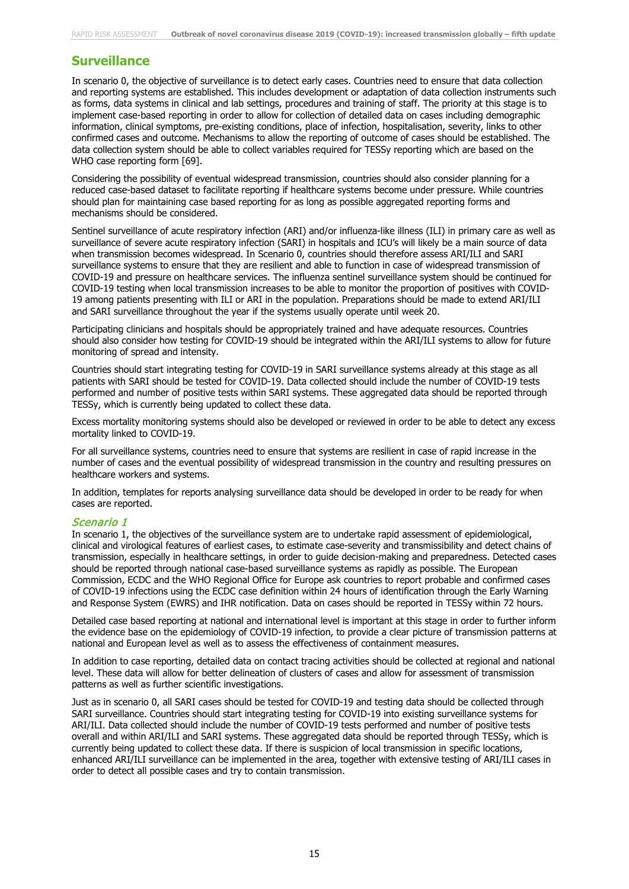## Surveillance

In scenario 0, the objective of surveillance is to detect early cases. Countries need to ensure that data collection and reporting systems are established. This includes development or adaptation of data collection instruments such as forms, data systems in clinical and lab settings, procedures and training of staff. The priority at this stage is to implement case-based reporting in order to allow for collection of detailed data on cases including demographic information, clinical symptoms, pre-existing conditions, place of infection, hospitalisation, severity, links to other confirmed cases and outcome. Mechanisms to allow the reporting of outcome of cases should be established. The data collection system should be able to collect variables required for TESSy reporting which are based on the WHO case reporting form [69].

Considering the possibility of eventual widespread transmission, countries should also consider planning for a reduced case-based dataset to facilitate reporting if healthcare systems become under pressure. While countries should plan for maintaining case based reporting for as long as possible aggregated reporting forms and mechanisms should be considered.

Sentinel surveillance of acute respiratory infection (ARI) and/or influenza-like illness (ILI) in primary care as well as surveillance of severe acute respiratory infection (SARI) in hospitals and ICU's will likely be a main source of data when transmission becomes widespread. In Scenario 0, countries should therefore assess ARI/ILI and SARI surveillance systems to ensure that they are resilient and able to function in case of widespread transmission of COVID-19 and pressure on healthcare services. The influenza sentinel surveillance system should be continued for COVID-19 testing when local transmission increases to be able to monitor the proportion of positives with COVID-19 among patients presenting with ILI or ARI in the population. Preparations should be made to extend ARI/ILI and SARI surveillance throughout the year if the systems usually operate until week 20.

Participating clinicians and hospitals should be appropriately trained and have adequate resources. Countries should also consider how testing for COVID-19 should be integrated within the ARI/ILI systems to allow for future monitoring of spread and intensity.

Countries should start integrating testing for COVID-19 in SARI surveillance systems already at this stage as all patients with SARI should be tested for COVID-19. Data collected should include the number of COVID-19 tests performed and number of positive tests within SARI systems. These aggregated data should be reported through TESSy, which is currently being updated to collect these data.

Excess mortality monitoring systems should also be developed or reviewed in order to be able to detect any excess mortality linked to COVID-19.

For all surveillance systems, countries need to ensure that systems are resilient in case of rapid increase in the number of cases and the eventual possibility of widespread transmission in the country and resulting pressures on healthcare workers and systems.

In addition, templates for reports analysing surveillance data should be developed in order to be ready for when cases are reported.

### *Scenario 1*

In scenario 1, the objectives of the surveillance system are to undertake rapid assessment of epidemiological, clinical and virological features of earliest cases, to estimate case-severity and transmissibility and detect chains of transmission, especially in healthcare settings, in order to guide decision-making and preparedness. Detected cases should be reported through national case-based surveillance systems as rapidly as possible. The European Commission, ECDC and the WHO Regional Office for Europe ask countries to report probable and confirmed cases of COVID-19 infections using the ECDC case definition within 24 hours of identification through the Early Warning and Response System (EWRS) and IHR notification. Data on cases should be reported in TESSy within 72 hours.

Detailed case based reporting at national and international level is important at this stage in order to further inform the evidence base on the epidemiology of COVID-19 infection, to provide a clear picture of transmission patterns at national and European level as well as to assess the effectiveness of containment measures.

In addition to case reporting, detailed data on contact tracing activities should be collected at regional and national level. These data will allow for better delineation of clusters of cases and allow for assessment of transmission patterns as well as further scientific investigations.

Just as in scenario 0, all SARI cases should be tested for COVID-19 and testing data should be collected through SARI surveillance. Countries should start integrating testing for COVID-19 into existing surveillance systems for ARI/ILI. Data collected should include the number of COVID-19 tests performed and number of positive tests overall and within ARI/ILI and SARI systems. These aggregated data should be reported through TESSy, which is currently being updated to collect these data. If there is suspicion of local transmission in specific locations, enhanced ARI/ILI surveillance can be implemented in the area, together with extensive testing of ARI/ILI cases in order to detect all possible cases and try to contain transmission.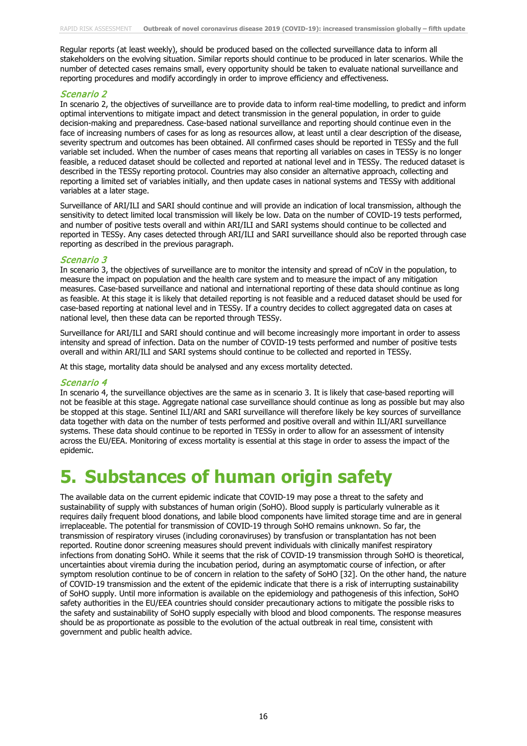Regular reports (at least weekly), should be produced based on the collected surveillance data to inform all stakeholders on the evolving situation. Similar reports should continue to be produced in later scenarios. While the number of detected cases remains small, every opportunity should be taken to evaluate national surveillance and reporting procedures and modify accordingly in order to improve efficiency and effectiveness.

### *Scenario 2*

In scenario 2, the objectives of surveillance are to provide data to inform real-time modelling, to predict and inform optimal interventions to mitigate impact and detect transmission in the general population, in order to guide decision-making and preparedness. Case-based national surveillance and reporting should continue even in the face of increasing numbers of cases for as long as resources allow, at least until a clear description of the disease, severity spectrum and outcomes has been obtained. All confirmed cases should be reported in TESSy and the full variable set included. When the number of cases means that reporting all variables on cases in TESSy is no longer feasible, a reduced dataset should be collected and reported at national level and in TESSy. The reduced dataset is described in the TESSy reporting protocol. Countries may also consider an alternative approach, collecting and reporting a limited set of variables initially, and then update cases in national systems and TESSy with additional variables at a later stage.

Surveillance of ARI/ILI and SARI should continue and will provide an indication of local transmission, although the sensitivity to detect limited local transmission will likely be low. Data on the number of COVID-19 tests performed, and number of positive tests overall and within ARI/ILI and SARI systems should continue to be collected and reported in TESSy. Any cases detected through ARI/ILI and SARI surveillance should also be reported through case reporting as described in the previous paragraph.

### *Scenario 3*

In scenario 3, the objectives of surveillance are to monitor the intensity and spread of nCoV in the population, to measure the impact on population and the health care system and to measure the impact of any mitigation measures. Case-based surveillance and national and international reporting of these data should continue as long as feasible. At this stage it is likely that detailed reporting is not feasible and a reduced dataset should be used for case-based reporting at national level and in TESSy. If a country decides to collect aggregated data on cases at national level, then these data can be reported through TESSy.

Surveillance for ARI/ILI and SARI should continue and will become increasingly more important in order to assess intensity and spread of infection. Data on the number of COVID-19 tests performed and number of positive tests overall and within ARI/ILI and SARI systems should continue to be collected and reported in TESSy.

At this stage, mortality data should be analysed and any excess mortality detected.

### *Scenario 4*

In scenario 4, the surveillance objectives are the same as in scenario 3. It is likely that case-based reporting will not be feasible at this stage. Aggregate national case surveillance should continue as long as possible but may also be stopped at this stage. Sentinel ILI/ARI and SARI surveillance will therefore likely be key sources of surveillance data together with data on the number of tests performed and positive overall and within ILI/ARI surveillance systems. These data should continue to be reported in TESSy in order to allow for an assessment of intensity across the EU/EEA. Monitoring of excess mortality is essential at this stage in order to assess the impact of the epidemic.

# 5. Substances of human origin safety

The available data on the current epidemic indicate that COVID-19 may pose a threat to the safety and sustainability of supply with substances of human origin (SoHO). Blood supply is particularly vulnerable as it requires daily frequent blood donations, and labile blood components have limited storage time and are in general irreplaceable. The potential for transmission of COVID-19 through SoHO remains unknown. So far, the transmission of respiratory viruses (including coronaviruses) by transfusion or transplantation has not been reported. Routine donor screening measures should prevent individuals with clinically manifest respiratory infections from donating SoHO. While it seems that the risk of COVID-19 transmission through SoHO is theoretical, uncertainties about viremia during the incubation period, during an asymptomatic course of infection, or after symptom resolution continue to be of concern in relation to the safety of SoHO [32]. On the other hand, the nature of COVID-19 transmission and the extent of the epidemic indicate that there is a risk of interrupting sustainability of SoHO supply. Until more information is available on the epidemiology and pathogenesis of this infection, SoHO safety authorities in the EU/EEA countries should consider precautionary actions to mitigate the possible risks to the safety and sustainability of SoHO supply especially with blood and blood components. The response measures should be as proportionate as possible to the evolution of the actual outbreak in real time, consistent with government and public health advice.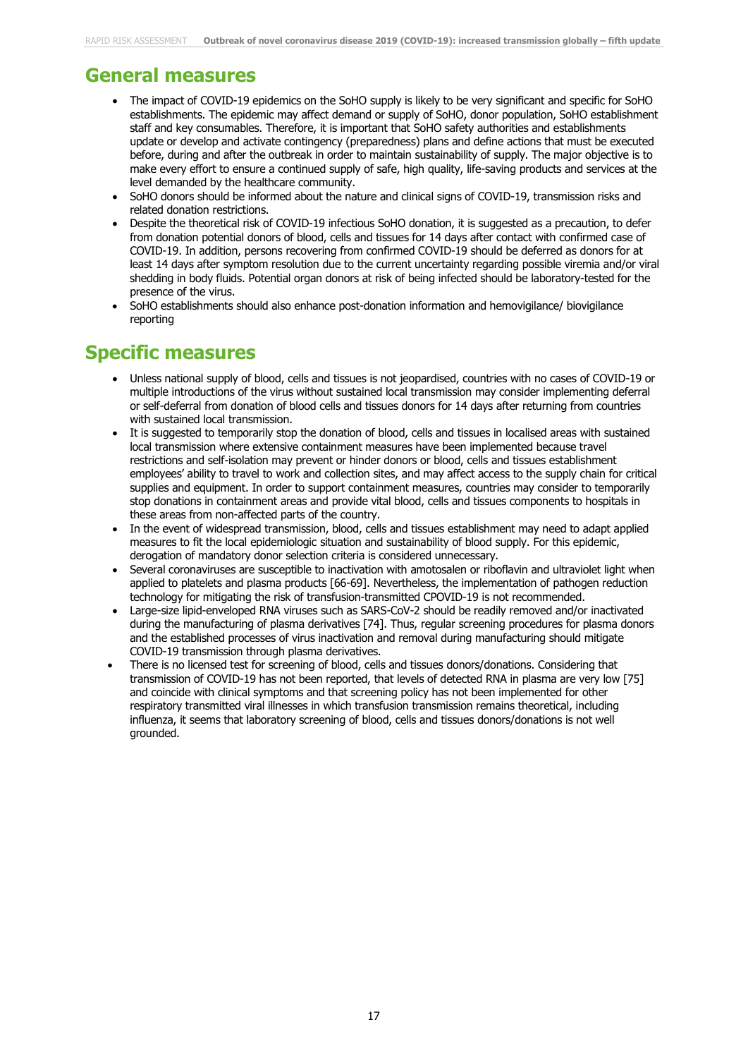## General measures

- The impact of COVID-19 epidemics on the SoHO supply is likely to be very significant and specific for SoHO establishments. The epidemic may affect demand or supply of SoHO, donor population, SoHO establishment staff and key consumables. Therefore, it is important that SoHO safety authorities and establishments update or develop and activate contingency (preparedness) plans and define actions that must be executed before, during and after the outbreak in order to maintain sustainability of supply. The major objective is to make every effort to ensure a continued supply of safe, high quality, life-saving products and services at the level demanded by the healthcare community.
- SoHO donors should be informed about the nature and clinical signs of COVID-19, transmission risks and related donation restrictions.
- Despite the theoretical risk of COVID-19 infectious SoHO donation, it is suggested as a precaution, to defer from donation potential donors of blood, cells and tissues for 14 days after contact with confirmed case of COVID-19. In addition, persons recovering from confirmed COVID-19 should be deferred as donors for at least 14 days after symptom resolution due to the current uncertainty regarding possible viremia and/or viral shedding in body fluids. Potential organ donors at risk of being infected should be laboratory-tested for the presence of the virus.
- SoHO establishments should also enhance post-donation information and hemovigilance/ biovigilance reporting

## Specific measures

- Unless national supply of blood, cells and tissues is not jeopardised, countries with no cases of COVID-19 or multiple introductions of the virus without sustained local transmission may consider implementing deferral or self-deferral from donation of blood cells and tissues donors for 14 days after returning from countries with sustained local transmission.
- It is suggested to temporarily stop the donation of blood, cells and tissues in localised areas with sustained local transmission where extensive containment measures have been implemented because travel restrictions and self-isolation may prevent or hinder donors or blood, cells and tissues establishment employees' ability to travel to work and collection sites, and may affect access to the supply chain for critical supplies and equipment. In order to support containment measures, countries may consider to temporarily stop donations in containment areas and provide vital blood, cells and tissues components to hospitals in these areas from non-affected parts of the country.
- In the event of widespread transmission, blood, cells and tissues establishment may need to adapt applied measures to fit the local epidemiologic situation and sustainability of blood supply. For this epidemic, derogation of mandatory donor selection criteria is considered unnecessary.
- Several coronaviruses are susceptible to inactivation with amotosalen or riboflavin and ultraviolet light when applied to platelets and plasma products [66-69]. Nevertheless, the implementation of pathogen reduction technology for mitigating the risk of transfusion-transmitted CPOVID-19 is not recommended.
- Large-size lipid-enveloped RNA viruses such as SARS-CoV-2 should be readily removed and/or inactivated during the manufacturing of plasma derivatives [74]. Thus, regular screening procedures for plasma donors and the established processes of virus inactivation and removal during manufacturing should mitigate COVID-19 transmission through plasma derivatives.
- There is no licensed test for screening of blood, cells and tissues donors/donations. Considering that transmission of COVID-19 has not been reported, that levels of detected RNA in plasma are very low [75] and coincide with clinical symptoms and that screening policy has not been implemented for other respiratory transmitted viral illnesses in which transfusion transmission remains theoretical, including influenza, it seems that laboratory screening of blood, cells and tissues donors/donations is not well grounded.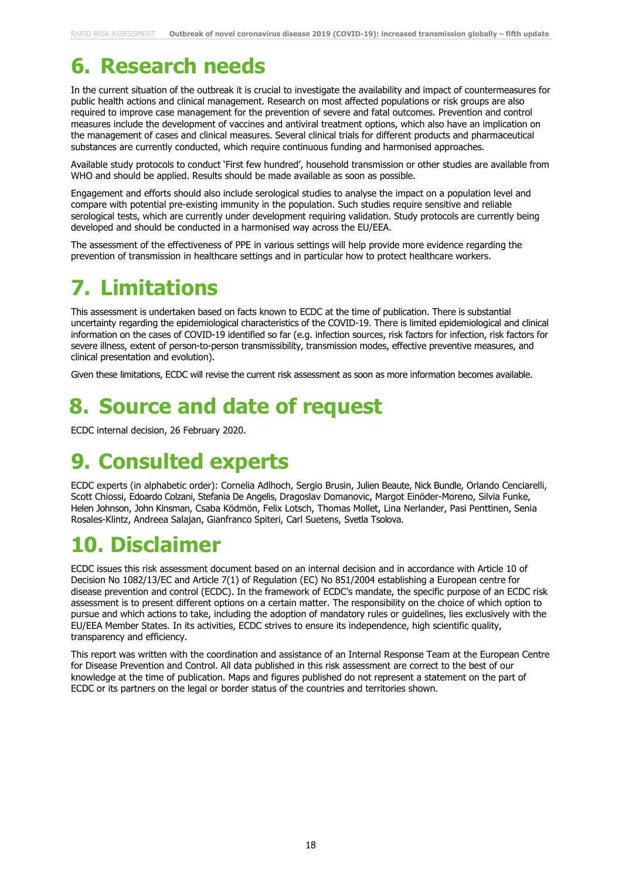# 6. Research needs

In the current situation of the outbreak it is crucial to investigate the availability and impact of countermeasures for public health actions and clinical management. Research on most affected populations or risk groups are also required to improve case management for the prevention of severe and fatal outcomes. Prevention and control measures include the development of vaccines and antiviral treatment options, which also have an implication on the management of cases and clinical measures. Several clinical trials for different products and pharmaceutical substances are currently conducted, which require continuous funding and harmonised approaches.

Available study protocols to conduct 'First few hundred', household transmission or other studies are available from WHO and should be applied. Results should be made available as soon as possible.

Engagement and efforts should also include serological studies to analyse the impact on a population level and compare with potential pre-existing immunity in the population. Such studies require sensitive and reliable serological tests, which are currently under development requiring validation. Study protocols are currently being developed and should be conducted in a harmonised way across the EU/EEA.

The assessment of the effectiveness of PPE in various settings will help provide more evidence regarding the prevention of transmission in healthcare settings and in particular how to protect healthcare workers.

# 7. Limitations

This assessment is undertaken based on facts known to ECDC at the time of publication. There is substantial uncertainty regarding the epidemiological characteristics of the COVID-19. There is limited epidemiological and clinical information on the cases of COVID-19 identified so far (e.g. infection sources, risk factors for infection, risk factors for severe illness, extent of person-to-person transmissibility, transmission modes, effective preventive measures, and clinical presentation and evolution).

Given these limitations, ECDC will revise the current risk assessment as soon as more information becomes available.

# 8. Source and date of request

ECDC internal decision, 26 February 2020.

# 9. Consulted experts

ECDC experts (in alphabetic order): Cornelia Adlhoch, Sergio Brusin, Julien Beaute, Nick Bundle, Orlando Cenciarelli, Scott Chiossi, Edoardo Colzani, Stefania De Angelis, Dragoslav Domanovic, Margot Einöder-Moreno, Silvia Funke, Helen Johnson, John Kinsman, Csaba Ködmön, Felix Lotsch, Thomas Mollet, Lina Nerlander, Pasi Penttinen, Senia Rosales-Klintz, Andreea Salajan, Gianfranco Spiteri, Carl Suetens, Svetla Tsolova.

# 10. Disclaimer

ECDC issues this risk assessment document based on an internal decision and in accordance with Article 10 of Decision No 1082/13/EC and Article 7(1) of Regulation (EC) No 851/2004 establishing a European centre for disease prevention and control (ECDC). In the framework of ECDC's mandate, the specific purpose of an ECDC risk assessment is to present different options on a certain matter. The responsibility on the choice of which option to pursue and which actions to take, including the adoption of mandatory rules or guidelines, lies exclusively with the EU/EEA Member States. In its activities, ECDC strives to ensure its independence, high scientific quality, transparency and efficiency.

This report was written with the coordination and assistance of an Internal Response Team at the European Centre for Disease Prevention and Control. All data published in this risk assessment are correct to the best of our knowledge at the time of publication. Maps and figures published do not represent a statement on the part of ECDC or its partners on the legal or border status of the countries and territories shown.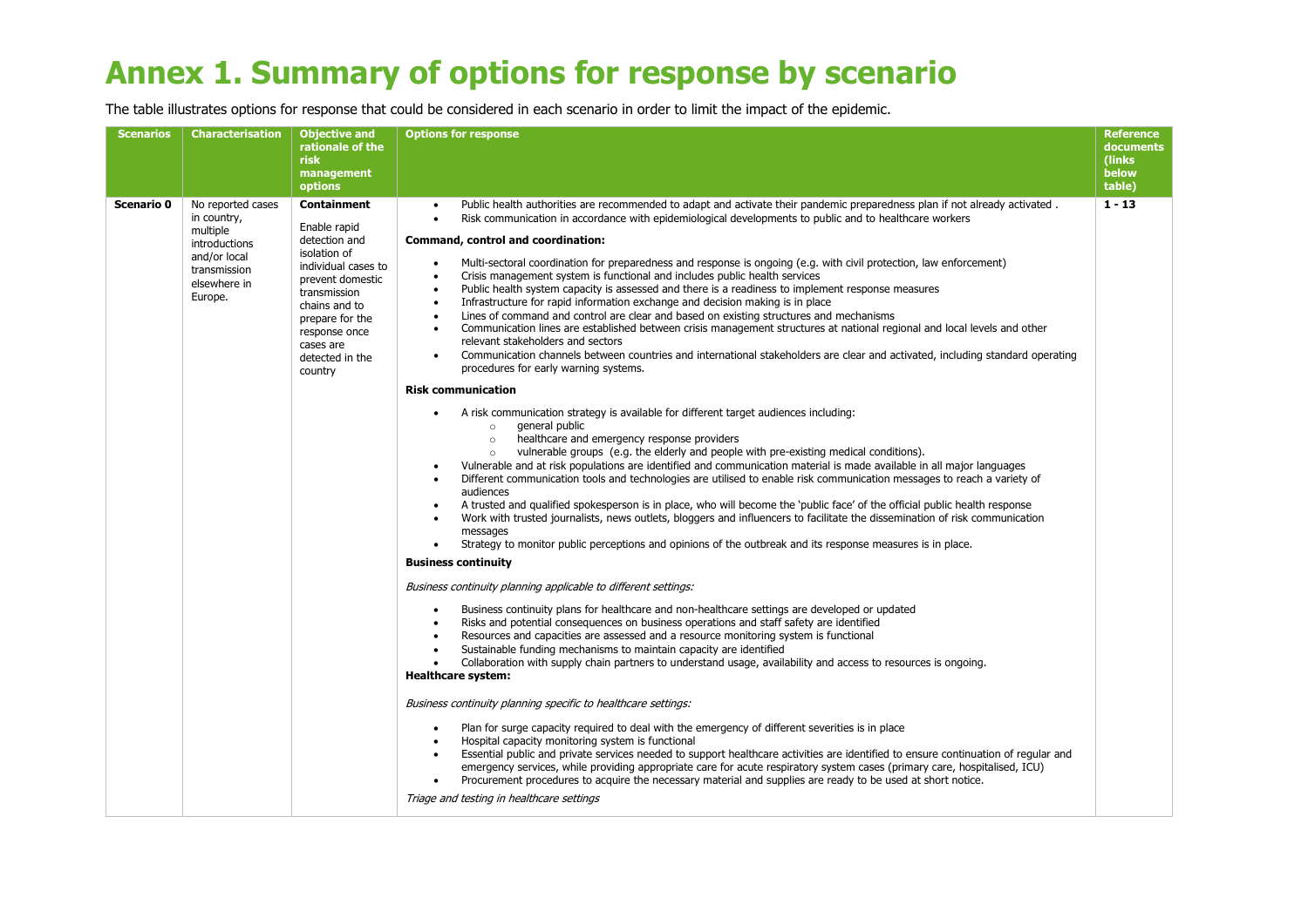# Annex 1. Summary of options for response by scenario

The table illustrates options for response that could be considered in each scenario in order to limit the impact of the epidemic.

| Scenarios | Characterisation | Objective and rationale of the risk management options | Options for response | Reference documents (links below table) |
|---|---|---|---|---|
| **Scenario 0** | No reported cases in country, multiple introductions and/or local transmission elsewhere in Europe. | **Containment**<br><br>Enable rapid detection and isolation of individual cases to prevent domestic transmission chains and to prepare for the response once cases are detected in the country | • Public health authorities are recommended to adapt and activate their pandemic preparedness plan if not already activated .<br>• Risk communication in accordance with epidemiological developments to public and to healthcare workers<br><br>**Command, control and coordination:**<br><br>• Multi-sectoral coordination for preparedness and response is ongoing (e.g. with civil protection, law enforcement)<br>• Crisis management system is functional and includes public health services<br>• Public health system capacity is assessed and there is a readiness to implement response measures<br>• Infrastructure for rapid information exchange and decision making is in place<br>• Lines of command and control are clear and based on existing structures and mechanisms<br>• Communication lines are established between crisis management structures at national regional and local levels and other relevant stakeholders and sectors<br>• Communication channels between countries and international stakeholders are clear and activated, including standard operating procedures for early warning systems.<br><br>**Risk communication**<br><br>• A risk communication strategy is available for different target audiences including:<br>&nbsp;&nbsp;&nbsp;&nbsp;○ general public<br>&nbsp;&nbsp;&nbsp;&nbsp;○ healthcare and emergency response providers<br>&nbsp;&nbsp;&nbsp;&nbsp;○ vulnerable groups (e.g. the elderly and people with pre-existing medical conditions).<br>• Vulnerable and at risk populations are identified and communication material is made available in all major languages<br>• Different communication tools and technologies are utilised to enable risk communication messages to reach a variety of audiences<br>• A trusted and qualified spokesperson is in place, who will become the 'public face' of the official public health response<br>• Work with trusted journalists, news outlets, bloggers and influencers to facilitate the dissemination of risk communication messages<br>• Strategy to monitor public perceptions and opinions of the outbreak and its response measures is in place.<br><br>**Business continuity**<br><br>*Business continuity planning applicable to different settings:*<br><br>• Business continuity plans for healthcare and non-healthcare settings are developed or updated<br>• Risks and potential consequences on business operations and staff safety are identified<br>• Resources and capacities are assessed and a resource monitoring system is functional<br>• Sustainable funding mechanisms to maintain capacity are identified<br>• Collaboration with supply chain partners to understand usage, availability and access to resources is ongoing.<br><br>**Healthcare system:**<br><br>*Business continuity planning specific to healthcare settings:*<br><br>• Plan for surge capacity required to deal with the emergency of different severities is in place<br>• Hospital capacity monitoring system is functional<br>• Essential public and private services needed to support healthcare activities are identified to ensure continuation of regular and emergency services, while providing appropriate care for acute respiratory system cases (primary care, hospitalised, ICU)<br>• Procurement procedures to acquire the necessary material and supplies are ready to be used at short notice.<br><br>*Triage and testing in healthcare settings* | **1 - 13** |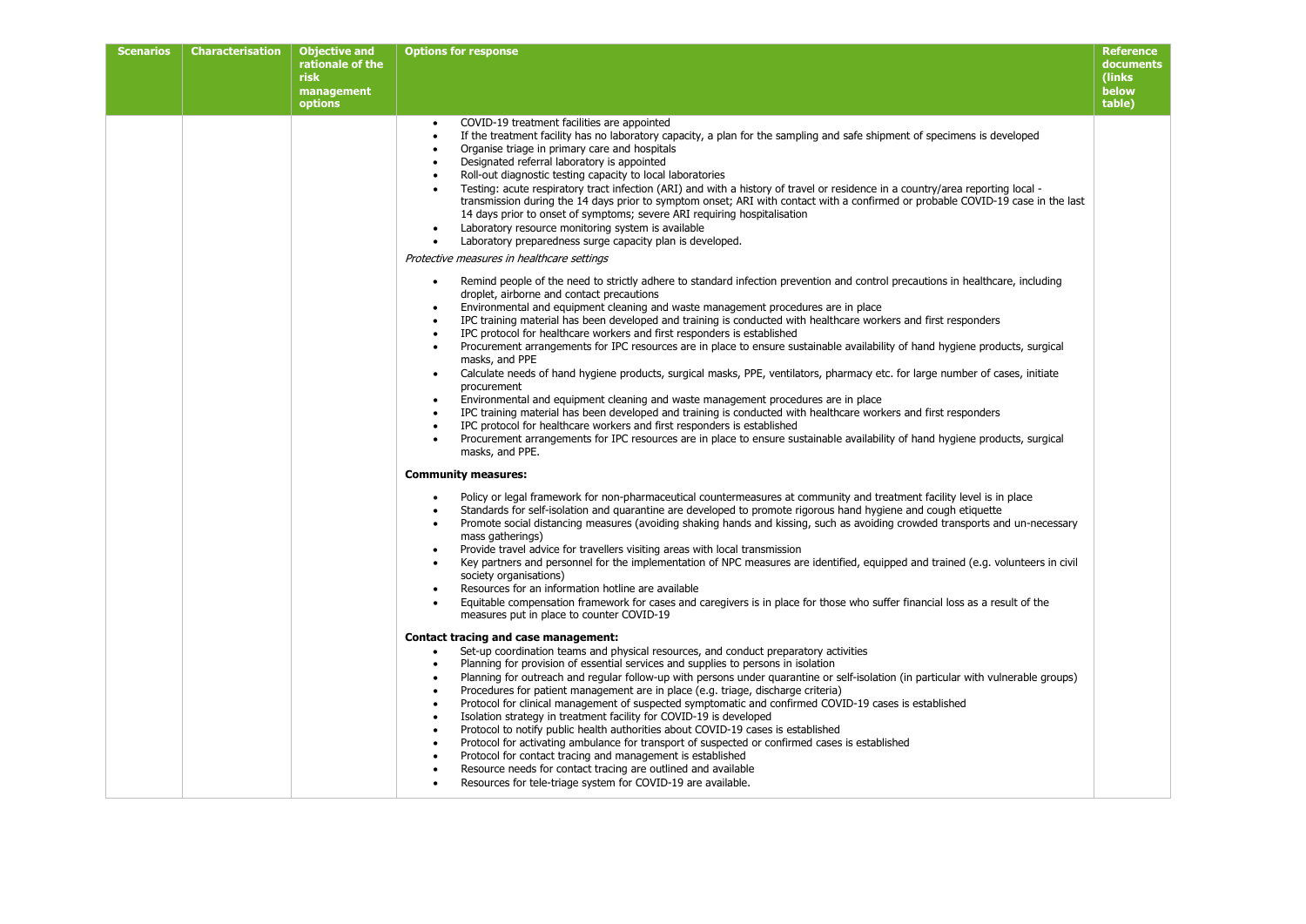| Scenarios | Characterisation | Objective and rationale of the risk management options | Options for response | Reference documents (links below table) |
|---|---|---|---|---|
| | | | • COVID-19 treatment facilities are appointed<br>• If the treatment facility has no laboratory capacity, a plan for the sampling and safe shipment of specimens is developed<br>• Organise triage in primary care and hospitals<br>• Designated referral laboratory is appointed<br>• Roll-out diagnostic testing capacity to local laboratories<br>• Testing: acute respiratory tract infection (ARI) and with a history of travel or residence in a country/area reporting local - transmission during the 14 days prior to symptom onset; ARI with contact with a confirmed or probable COVID-19 case in the last 14 days prior to onset of symptoms; severe ARI requiring hospitalisation<br>• Laboratory resource monitoring system is available<br>• Laboratory preparedness surge capacity plan is developed.<br><br>*Protective measures in healthcare settings*<br><br>• Remind people of the need to strictly adhere to standard infection prevention and control precautions in healthcare, including droplet, airborne and contact precautions<br>• Environmental and equipment cleaning and waste management procedures are in place<br>• IPC training material has been developed and training is conducted with healthcare workers and first responders<br>• IPC protocol for healthcare workers and first responders is established<br>• Procurement arrangements for IPC resources are in place to ensure sustainable availability of hand hygiene products, surgical masks, and PPE<br>• Calculate needs of hand hygiene products, surgical masks, PPE, ventilators, pharmacy etc. for large number of cases, initiate procurement<br>• Environmental and equipment cleaning and waste management procedures are in place<br>• IPC training material has been developed and training is conducted with healthcare workers and first responders<br>• IPC protocol for healthcare workers and first responders is established<br>• Procurement arrangements for IPC resources are in place to ensure sustainable availability of hand hygiene products, surgical masks, and PPE.<br><br>**Community measures:**<br><br>• Policy or legal framework for non-pharmaceutical countermeasures at community and treatment facility level is in place<br>• Standards for self-isolation and quarantine are developed to promote rigorous hand hygiene and cough etiquette<br>• Promote social distancing measures (avoiding shaking hands and kissing, such as avoiding crowded transports and un-necessary mass gatherings)<br>• Provide travel advice for travellers visiting areas with local transmission<br>• Key partners and personnel for the implementation of NPC measures are identified, equipped and trained (e.g. volunteers in civil society organisations)<br>• Resources for an information hotline are available<br>• Equitable compensation framework for cases and caregivers is in place for those who suffer financial loss as a result of the measures put in place to counter COVID-19<br><br>**Contact tracing and case management:**<br>• Set-up coordination teams and physical resources, and conduct preparatory activities<br>• Planning for provision of essential services and supplies to persons in isolation<br>• Planning for outreach and regular follow-up with persons under quarantine or self-isolation (in particular with vulnerable groups)<br>• Procedures for patient management are in place (e.g. triage, discharge criteria)<br>• Protocol for clinical management of suspected symptomatic and confirmed COVID-19 cases is established<br>• Isolation strategy in treatment facility for COVID-19 is developed<br>• Protocol to notify public health authorities about COVID-19 cases is established<br>• Protocol for activating ambulance for transport of suspected or confirmed cases is established<br>• Protocol for contact tracing and management is established<br>• Resource needs for contact tracing are outlined and available<br>• Resources for tele-triage system for COVID-19 are available. | |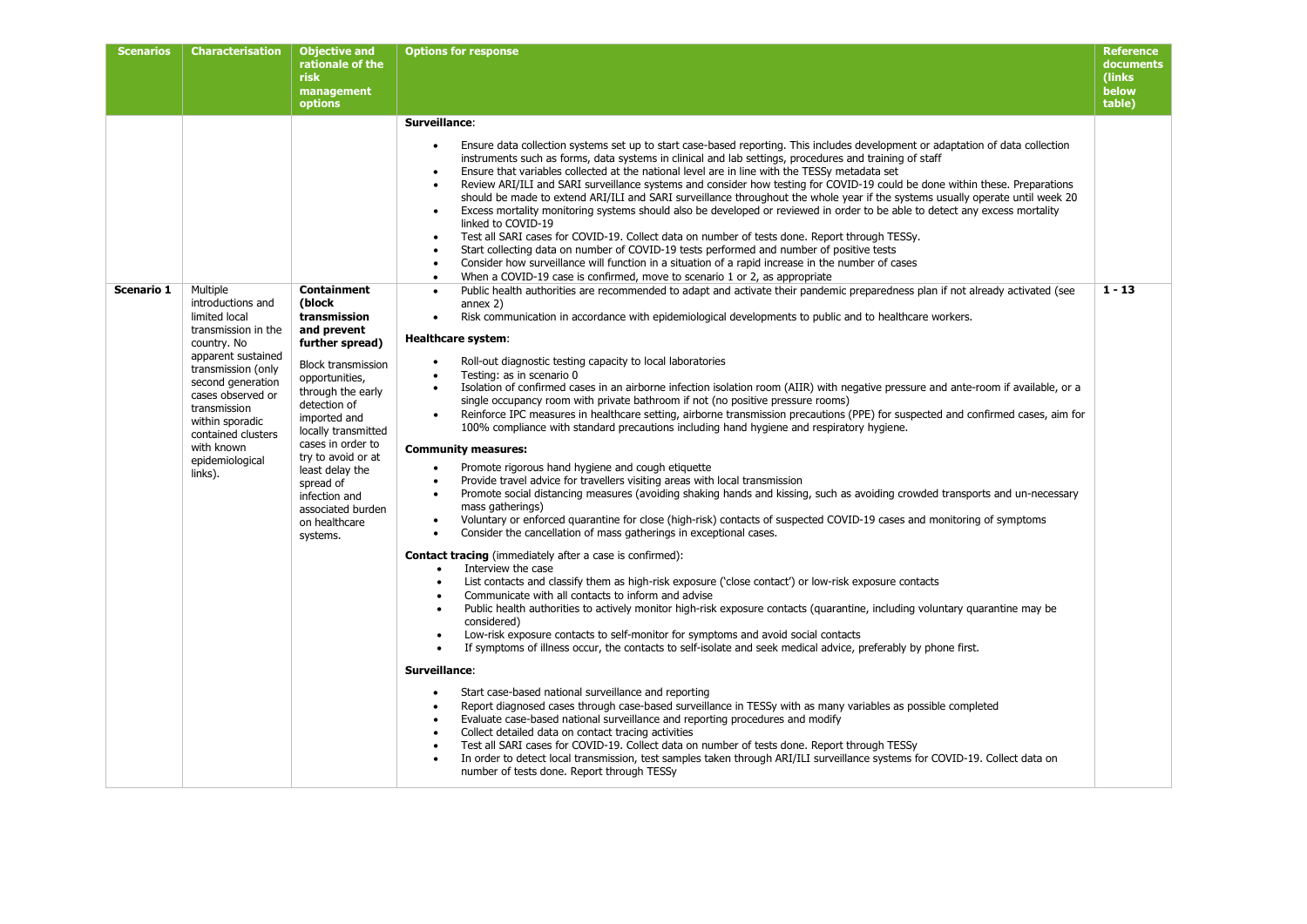| Scenarios | Characterisation | Objective and rationale of the risk management options | Options for response | Reference documents (links below table) |
|---|---|---|---|---|
| | | | **Surveillance**:<br>• Ensure data collection systems set up to start case-based reporting. This includes development or adaptation of data collection instruments such as forms, data systems in clinical and lab settings, procedures and training of staff<br>• Ensure that variables collected at the national level are in line with the TESSy metadata set<br>• Review ARI/ILI and SARI surveillance systems and consider how testing for COVID-19 could be done within these. Preparations should be made to extend ARI/ILI and SARI surveillance throughout the whole year if the systems usually operate until week 20<br>• Excess mortality monitoring systems should also be developed or reviewed in order to be able to detect any excess mortality linked to COVID-19<br>• Test all SARI cases for COVID-19. Collect data on number of tests done. Report through TESSy.<br>• Start collecting data on number of COVID-19 tests performed and number of positive tests<br>• Consider how surveillance will function in a situation of a rapid increase in the number of cases<br>• When a COVID-19 case is confirmed, move to scenario 1 or 2, as appropriate | |
| **Scenario 1** | Multiple introductions and limited local transmission in the country. No apparent sustained transmission (only second generation cases observed or transmission within sporadic contained clusters with known epidemiological links). | **Containment (block transmission and prevent further spread)**<br><br>Block transmission opportunities, through the early detection of imported and locally transmitted cases in order to try to avoid or at least delay the spread of infection and associated burden on healthcare systems. | • Public health authorities are recommended to adapt and activate their pandemic preparedness plan if not already activated (see annex 2)<br>• Risk communication in accordance with epidemiological developments to public and to healthcare workers.<br><br>**Healthcare system**:<br>• Roll-out diagnostic testing capacity to local laboratories<br>• Testing: as in scenario 0<br>• Isolation of confirmed cases in an airborne infection isolation room (AIIR) with negative pressure and ante-room if available, or a single occupancy room with private bathroom if not (no positive pressure rooms)<br>• Reinforce IPC measures in healthcare setting, airborne transmission precautions (PPE) for suspected and confirmed cases, aim for 100% compliance with standard precautions including hand hygiene and respiratory hygiene.<br><br>**Community measures:**<br>• Promote rigorous hand hygiene and cough etiquette<br>• Provide travel advice for travellers visiting areas with local transmission<br>• Promote social distancing measures (avoiding shaking hands and kissing, such as avoiding crowded transports and un-necessary mass gatherings)<br>• Voluntary or enforced quarantine for close (high-risk) contacts of suspected COVID-19 cases and monitoring of symptoms<br>• Consider the cancellation of mass gatherings in exceptional cases.<br><br>**Contact tracing** (immediately after a case is confirmed):<br>• Interview the case<br>• List contacts and classify them as high-risk exposure ('close contact') or low-risk exposure contacts<br>• Communicate with all contacts to inform and advise<br>• Public health authorities to actively monitor high-risk exposure contacts (quarantine, including voluntary quarantine may be considered)<br>• Low-risk exposure contacts to self-monitor for symptoms and avoid social contacts<br>• If symptoms of illness occur, the contacts to self-isolate and seek medical advice, preferably by phone first.<br><br>**Surveillance**:<br>• Start case-based national surveillance and reporting<br>• Report diagnosed cases through case-based surveillance in TESSy with as many variables as possible completed<br>• Evaluate case-based national surveillance and reporting procedures and modify<br>• Collect detailed data on contact tracing activities<br>• Test all SARI cases for COVID-19. Collect data on number of tests done. Report through TESSy<br>• In order to detect local transmission, test samples taken through ARI/ILI surveillance systems for COVID-19. Collect data on number of tests done. Report through TESSy | **1 - 13** |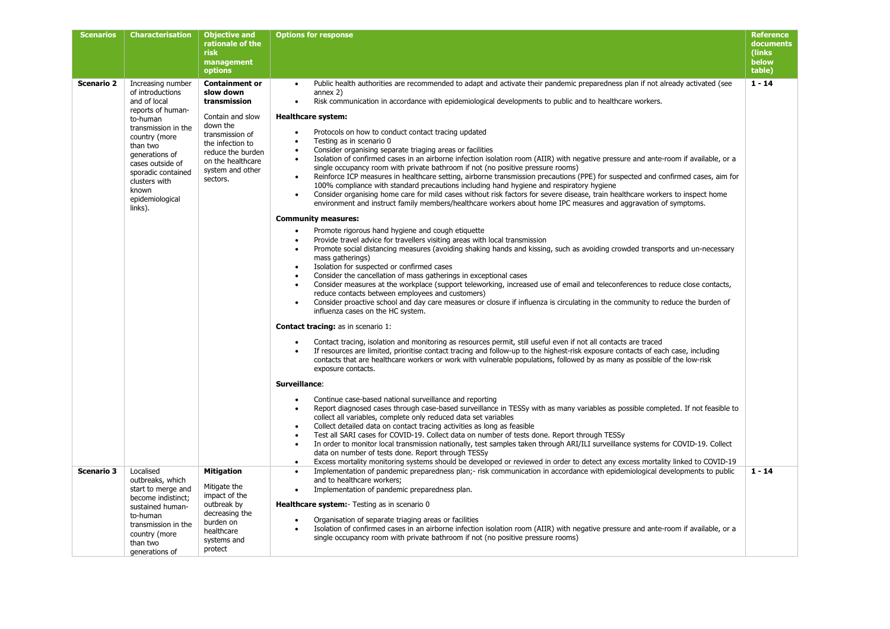| Scenarios | Characterisation | Objective and rationale of the risk management options | Options for response | Reference documents (links below table) |
|---|---|---|---|---|
| **Scenario 2** | Increasing number of introductions and of local reports of human-to-human transmission in the country (more than two generations of cases outside of sporadic contained clusters with known epidemiological links). | **Containment or slow down transmission**<br><br>Contain and slow down the transmission of the infection to reduce the burden on the healthcare system and other sectors. | • Public health authorities are recommended to adapt and activate their pandemic preparedness plan if not already activated (see annex 2)<br>• Risk communication in accordance with epidemiological developments to public and to healthcare workers.<br><br>**Healthcare system:**<br><br>• Protocols on how to conduct contact tracing updated<br>• Testing as in scenario 0<br>• Consider organising separate triaging areas or facilities<br>• Isolation of confirmed cases in an airborne infection isolation room (AIIR) with negative pressure and ante-room if available, or a single occupancy room with private bathroom if not (no positive pressure rooms)<br>• Reinforce ICP measures in healthcare setting, airborne transmission precautions (PPE) for suspected and confirmed cases, aim for 100% compliance with standard precautions including hand hygiene and respiratory hygiene<br>• Consider organising home care for mild cases without risk factors for severe disease, train healthcare workers to inspect home environment and instruct family members/healthcare workers about home IPC measures and aggravation of symptoms.<br><br>**Community measures:**<br><br>• Promote rigorous hand hygiene and cough etiquette<br>• Provide travel advice for travellers visiting areas with local transmission<br>• Promote social distancing measures (avoiding shaking hands and kissing, such as avoiding crowded transports and un-necessary mass gatherings)<br>• Isolation for suspected or confirmed cases<br>• Consider the cancellation of mass gatherings in exceptional cases<br>• Consider measures at the workplace (support teleworking, increased use of email and teleconferences to reduce close contacts, reduce contacts between employees and customers)<br>• Consider proactive school and day care measures or closure if influenza is circulating in the community to reduce the burden of influenza cases on the HC system.<br><br>**Contact tracing:** as in scenario 1:<br><br>• Contact tracing, isolation and monitoring as resources permit, still useful even if not all contacts are traced<br>• If resources are limited, prioritise contact tracing and follow-up to the highest-risk exposure contacts of each case, including contacts that are healthcare workers or work with vulnerable populations, followed by as many as possible of the low-risk exposure contacts.<br><br>**Surveillance**:<br><br>• Continue case-based national surveillance and reporting<br>• Report diagnosed cases through case-based surveillance in TESSy with as many variables as possible completed. If not feasible to collect all variables, complete only reduced data set variables<br>• Collect detailed data on contact tracing activities as long as feasible<br>• Test all SARI cases for COVID-19. Collect data on number of tests done. Report through TESSy<br>• In order to monitor local transmission nationally, test samples taken through ARI/ILI surveillance systems for COVID-19. Collect data on number of tests done. Report through TESSy<br>• Excess mortality monitoring systems should be developed or reviewed in order to detect any excess mortality linked to COVID-19 | **1 - 14** |
| **Scenario 3** | Localised outbreaks, which start to merge and become indistinct; sustained human-to-human transmission in the country (more than two generations of | **Mitigation**<br><br>Mitigate the impact of the outbreak by decreasing the burden on healthcare systems and protect | • Implementation of pandemic preparedness plan;- risk communication in accordance with epidemiological developments to public and to healthcare workers;<br>• Implementation of pandemic preparedness plan.<br><br>**Healthcare system:**- Testing as in scenario 0<br><br>• Organisation of separate triaging areas or facilities<br>• Isolation of confirmed cases in an airborne infection isolation room (AIIR) with negative pressure and ante-room if available, or a single occupancy room with private bathroom if not (no positive pressure rooms) | **1 - 14** |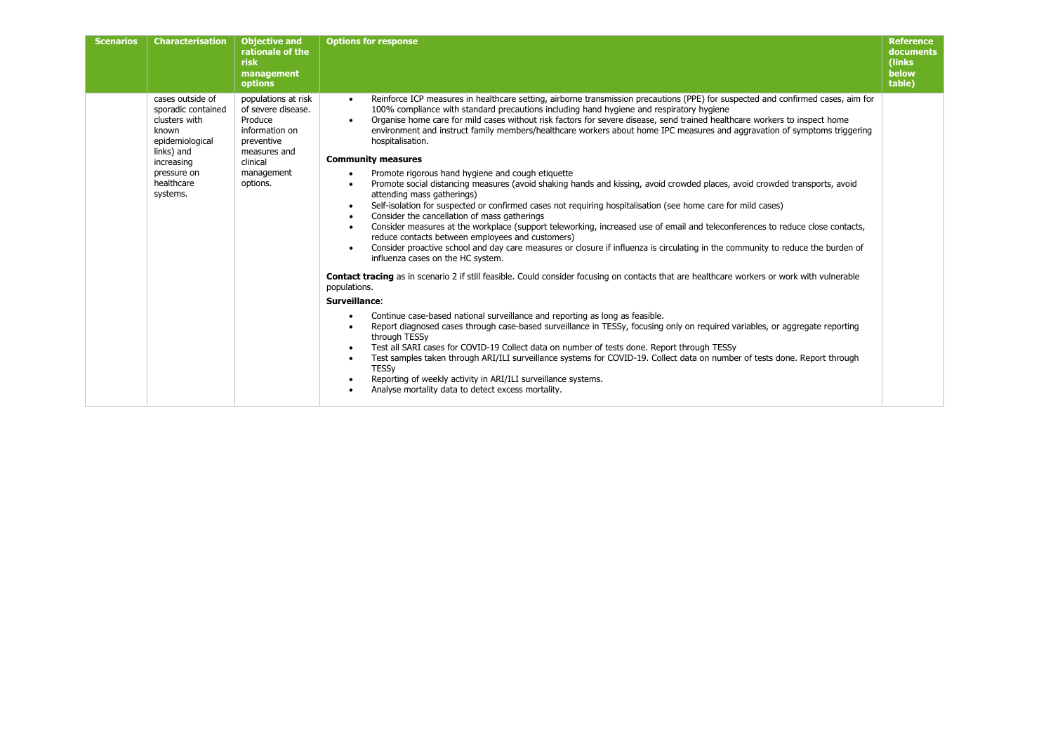| Scenarios | Characterisation | Objective and rationale of the risk management options | Options for response | Reference documents (links below table) |
|---|---|---|---|---|
| | cases outside of sporadic contained clusters with known epidemiological links) and increasing pressure on healthcare systems. | populations at risk of severe disease. Produce information on preventive measures and clinical management options. | • Reinforce ICP measures in healthcare setting, airborne transmission precautions (PPE) for suspected and confirmed cases, aim for 100% compliance with standard precautions including hand hygiene and respiratory hygiene<br>• Organise home care for mild cases without risk factors for severe disease, send trained healthcare workers to inspect home environment and instruct family members/healthcare workers about home IPC measures and aggravation of symptoms triggering hospitalisation.<br><br>**Community measures**<br><br>• Promote rigorous hand hygiene and cough etiquette<br>• Promote social distancing measures (avoid shaking hands and kissing, avoid crowded places, avoid crowded transports, avoid attending mass gatherings)<br>• Self-isolation for suspected or confirmed cases not requiring hospitalisation (see home care for mild cases)<br>• Consider the cancellation of mass gatherings<br>• Consider measures at the workplace (support teleworking, increased use of email and teleconferences to reduce close contacts, reduce contacts between employees and customers)<br>• Consider proactive school and day care measures or closure if influenza is circulating in the community to reduce the burden of influenza cases on the HC system.<br><br>**Contact tracing** as in scenario 2 if still feasible. Could consider focusing on contacts that are healthcare workers or work with vulnerable populations.<br><br>**Surveillance**:<br><br>• Continue case-based national surveillance and reporting as long as feasible.<br>• Report diagnosed cases through case-based surveillance in TESSy, focusing only on required variables, or aggregate reporting through TESSy<br>• Test all SARI cases for COVID-19 Collect data on number of tests done. Report through TESSy<br>• Test samples taken through ARI/ILI surveillance systems for COVID-19. Collect data on number of tests done. Report through TESSy<br>• Reporting of weekly activity in ARI/ILI surveillance systems.<br>• Analyse mortality data to detect excess mortality. | |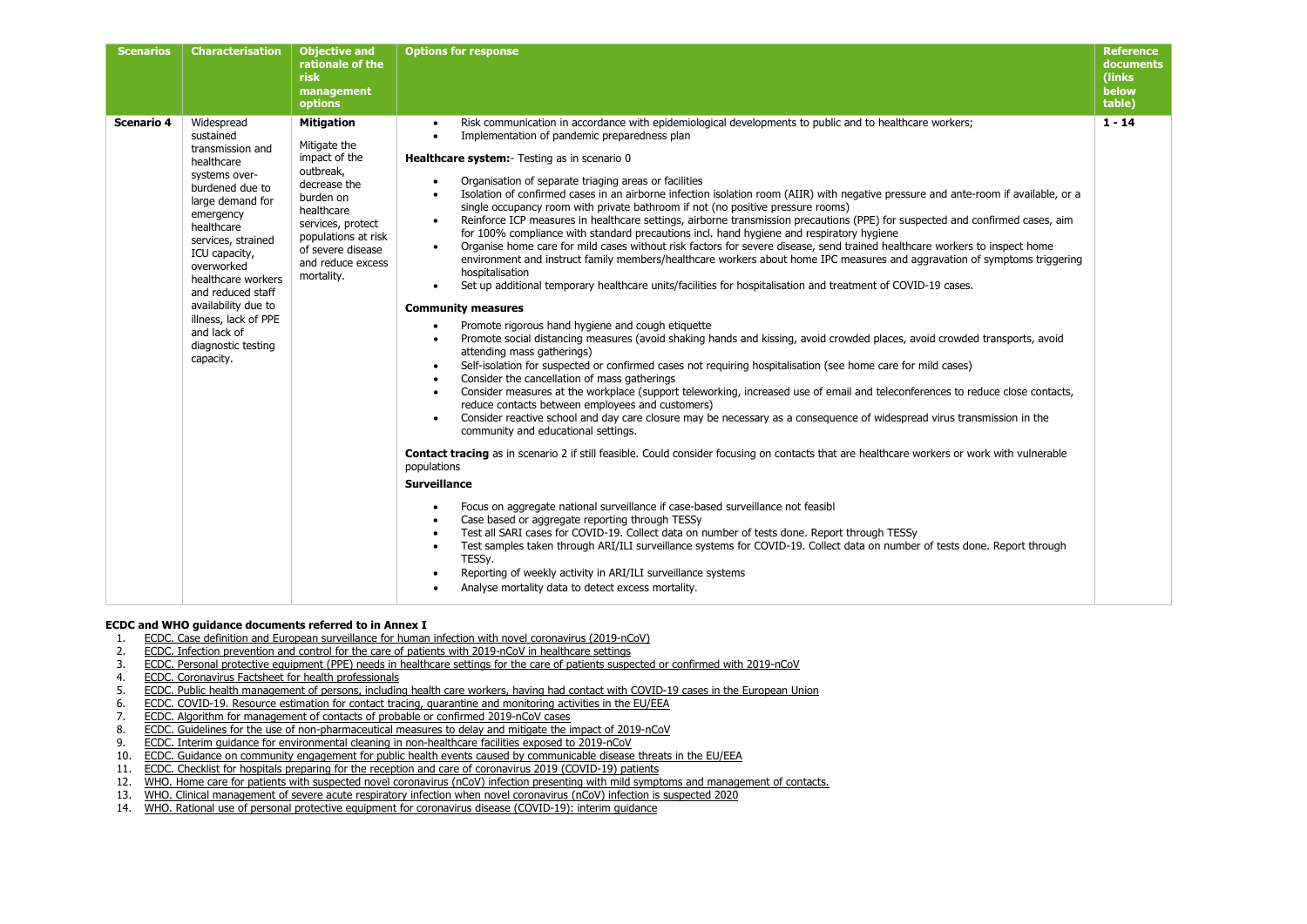| Scenarios | Characterisation | Objective and rationale of the risk management options | Options for response | Reference documents (links below table) |
|---|---|---|---|---|
| **Scenario 4** | Widespread sustained transmission and healthcare systems over-burdened due to large demand for emergency healthcare services, strained ICU capacity, overworked healthcare workers and reduced staff availability due to illness, lack of PPE and lack of diagnostic testing capacity. | **Mitigation**<br><br>Mitigate the impact of the outbreak, decrease the burden on healthcare services, protect populations at risk of severe disease and reduce excess mortality. | • Risk communication in accordance with epidemiological developments to public and to healthcare workers;<br>• Implementation of pandemic preparedness plan<br><br>**Healthcare system:**- Testing as in scenario 0<br><br>• Organisation of separate triaging areas or facilities<br>• Isolation of confirmed cases in an airborne infection isolation room (AIIR) with negative pressure and ante-room if available, or a single occupancy room with private bathroom if not (no positive pressure rooms)<br>• Reinforce ICP measures in healthcare settings, airborne transmission precautions (PPE) for suspected and confirmed cases, aim for 100% compliance with standard precautions incl. hand hygiene and respiratory hygiene<br>• Organise home care for mild cases without risk factors for severe disease, send trained healthcare workers to inspect home environment and instruct family members/healthcare workers about home IPC measures and aggravation of symptoms triggering hospitalisation<br>• Set up additional temporary healthcare units/facilities for hospitalisation and treatment of COVID-19 cases.<br><br>**Community measures**<br><br>• Promote rigorous hand hygiene and cough etiquette<br>• Promote social distancing measures (avoid shaking hands and kissing, avoid crowded places, avoid crowded transports, avoid attending mass gatherings)<br>• Self-isolation for suspected or confirmed cases not requiring hospitalisation (see home care for mild cases)<br>• Consider the cancellation of mass gatherings<br>• Consider measures at the workplace (support teleworking, increased use of email and teleconferences to reduce close contacts, reduce contacts between employees and customers)<br>• Consider reactive school and day care closure may be necessary as a consequence of widespread virus transmission in the community and educational settings.<br><br>**Contact tracing** as in scenario 2 if still feasible. Could consider focusing on contacts that are healthcare workers or work with vulnerable populations<br><br>**Surveillance**<br><br>• Focus on aggregate national surveillance if case-based surveillance not feasibl<br>• Case based or aggregate reporting through TESSy<br>• Test all SARI cases for COVID-19. Collect data on number of tests done. Report through TESSy<br>• Test samples taken through ARI/ILI surveillance systems for COVID-19. Collect data on number of tests done. Report through TESSy.<br>• Reporting of weekly activity in ARI/ILI surveillance systems<br>• Analyse mortality data to detect excess mortality. | 1 - 14 |

**ECDC and WHO guidance documents referred to in Annex I**

1. ECDC. Case definition and European surveillance for human infection with novel coronavirus (2019-nCoV)
2. ECDC. Infection prevention and control for the care of patients with 2019-nCoV in healthcare settings
3. ECDC. Personal protective equipment (PPE) needs in healthcare settings for the care of patients suspected or confirmed with 2019-nCoV
4. ECDC. Coronavirus Factsheet for health professionals
5. ECDC. Public health management of persons, including health care workers, having had contact with COVID-19 cases in the European Union
6. ECDC. COVID-19. Resource estimation for contact tracing, quarantine and monitoring activities in the EU/EEA
7. ECDC. Algorithm for management of contacts of probable or confirmed 2019-nCoV cases
8. ECDC. Guidelines for the use of non-pharmaceutical measures to delay and mitigate the impact of 2019-nCoV
9. ECDC. Interim guidance for environmental cleaning in non-healthcare facilities exposed to 2019-nCoV
10. ECDC. Guidance on community engagement for public health events caused by communicable disease threats in the EU/EEA
11. ECDC. Checklist for hospitals preparing for the reception and care of coronavirus 2019 (COVID-19) patients
12. WHO. Home care for patients with suspected novel coronavirus (nCoV) infection presenting with mild symptoms and management of contacts.
13. WHO. Clinical management of severe acute respiratory infection when novel coronavirus (nCoV) infection is suspected 2020
14. WHO. Rational use of personal protective equipment for coronavirus disease (COVID-19): interim guidance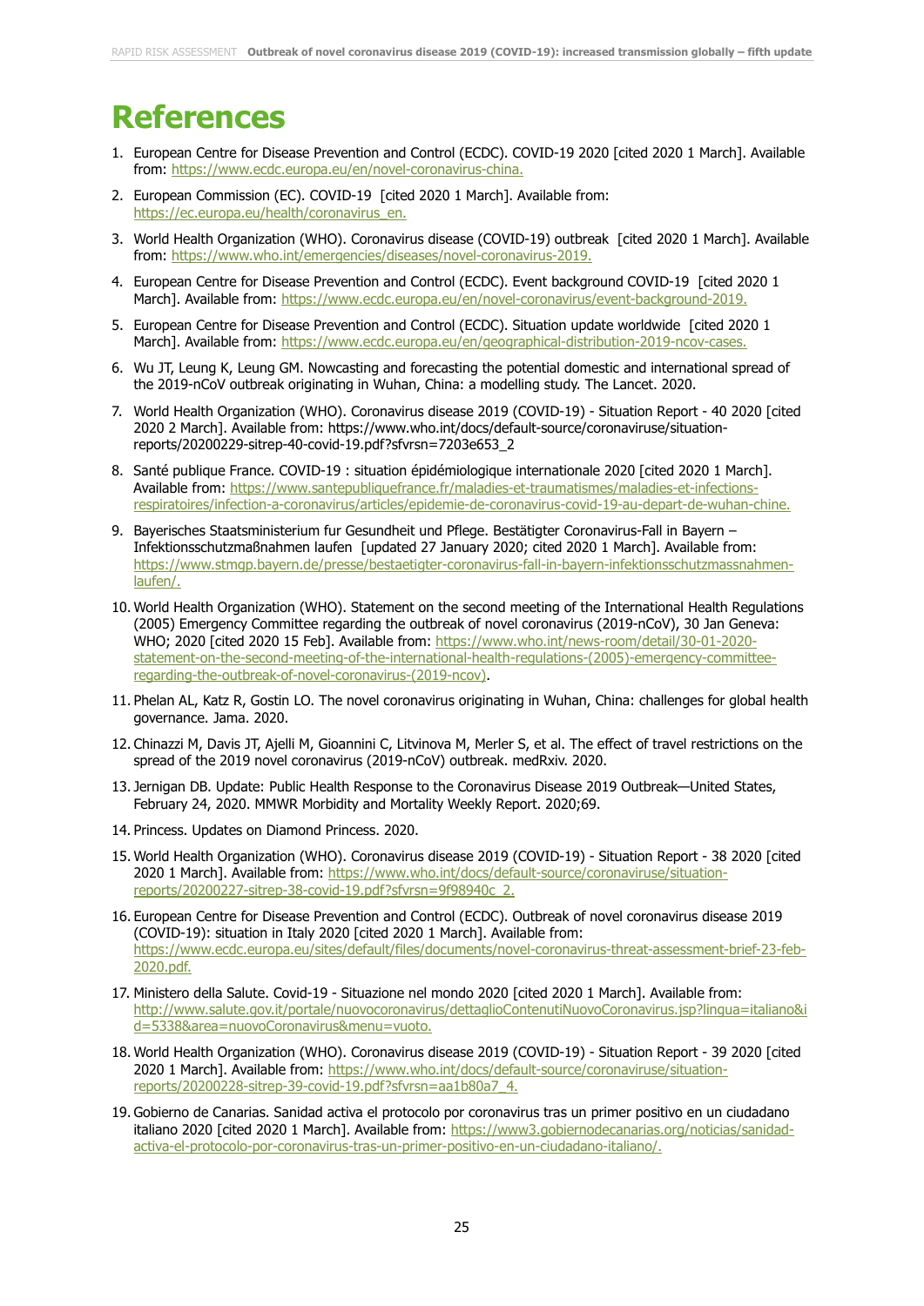# References

1. European Centre for Disease Prevention and Control (ECDC). COVID-19 2020 [cited 2020 1 March]. Available from: https://www.ecdc.europa.eu/en/novel-coronavirus-china.
2. European Commission (EC). COVID-19 [cited 2020 1 March]. Available from: https://ec.europa.eu/health/coronavirus_en.
3. World Health Organization (WHO). Coronavirus disease (COVID-19) outbreak [cited 2020 1 March]. Available from: https://www.who.int/emergencies/diseases/novel-coronavirus-2019.
4. European Centre for Disease Prevention and Control (ECDC). Event background COVID-19 [cited 2020 1 March]. Available from: https://www.ecdc.europa.eu/en/novel-coronavirus/event-background-2019.
5. European Centre for Disease Prevention and Control (ECDC). Situation update worldwide [cited 2020 1 March]. Available from: https://www.ecdc.europa.eu/en/geographical-distribution-2019-ncov-cases.
6. Wu JT, Leung K, Leung GM. Nowcasting and forecasting the potential domestic and international spread of the 2019-nCoV outbreak originating in Wuhan, China: a modelling study. The Lancet. 2020.
7. World Health Organization (WHO). Coronavirus disease 2019 (COVID-19) - Situation Report - 40 2020 [cited 2020 2 March]. Available from: https://www.who.int/docs/default-source/coronaviruse/situation-reports/20200229-sitrep-40-covid-19.pdf?sfvrsn=7203e653_2
8. Santé publique France. COVID-19 : situation épidémiologique internationale 2020 [cited 2020 1 March]. Available from: https://www.santepubliquefrance.fr/maladies-et-traumatismes/maladies-et-infections-respiratoires/infection-a-coronavirus/articles/epidemie-de-coronavirus-covid-19-au-depart-de-wuhan-chine.
9. Bayerisches Staatsministerium fur Gesundheit und Pflege. Bestätigter Coronavirus-Fall in Bayern – Infektionsschutzmaßnahmen laufen [updated 27 January 2020; cited 2020 1 March]. Available from: https://www.stmgp.bayern.de/presse/bestaetigter-coronavirus-fall-in-bayern-infektionsschutzmassnahmen-laufen/.
10. World Health Organization (WHO). Statement on the second meeting of the International Health Regulations (2005) Emergency Committee regarding the outbreak of novel coronavirus (2019-nCoV), 30 Jan Geneva: WHO; 2020 [cited 2020 15 Feb]. Available from: https://www.who.int/news-room/detail/30-01-2020-statement-on-the-second-meeting-of-the-international-health-regulations-(2005)-emergency-committee-regarding-the-outbreak-of-novel-coronavirus-(2019-ncov).
11. Phelan AL, Katz R, Gostin LO. The novel coronavirus originating in Wuhan, China: challenges for global health governance. Jama. 2020.
12. Chinazzi M, Davis JT, Ajelli M, Gioannini C, Litvinova M, Merler S, et al. The effect of travel restrictions on the spread of the 2019 novel coronavirus (2019-nCoV) outbreak. medRxiv. 2020.
13. Jernigan DB. Update: Public Health Response to the Coronavirus Disease 2019 Outbreak—United States, February 24, 2020. MMWR Morbidity and Mortality Weekly Report. 2020;69.
14. Princess. Updates on Diamond Princess. 2020.
15. World Health Organization (WHO). Coronavirus disease 2019 (COVID-19) - Situation Report - 38 2020 [cited 2020 1 March]. Available from: https://www.who.int/docs/default-source/coronaviruse/situation-reports/20200227-sitrep-38-covid-19.pdf?sfvrsn=9f98940c_2.
16. European Centre for Disease Prevention and Control (ECDC). Outbreak of novel coronavirus disease 2019 (COVID-19): situation in Italy 2020 [cited 2020 1 March]. Available from: https://www.ecdc.europa.eu/sites/default/files/documents/novel-coronavirus-threat-assessment-brief-23-feb-2020.pdf.
17. Ministero della Salute. Covid-19 - Situazione nel mondo 2020 [cited 2020 1 March]. Available from: http://www.salute.gov.it/portale/nuovocoronavirus/dettaglioContenutiNuovoCoronavirus.jsp?lingua=italiano&id=5338&area=nuovoCoronavirus&menu=vuoto.
18. World Health Organization (WHO). Coronavirus disease 2019 (COVID-19) - Situation Report - 39 2020 [cited 2020 1 March]. Available from: https://www.who.int/docs/default-source/coronaviruse/situation-reports/20200228-sitrep-39-covid-19.pdf?sfvrsn=aa1b80a7_4.
19. Gobierno de Canarias. Sanidad activa el protocolo por coronavirus tras un primer positivo en un ciudadano italiano 2020 [cited 2020 1 March]. Available from: https://www3.gobiernodecanarias.org/noticias/sanidad-activa-el-protocolo-por-coronavirus-tras-un-primer-positivo-en-un-ciudadano-italiano/.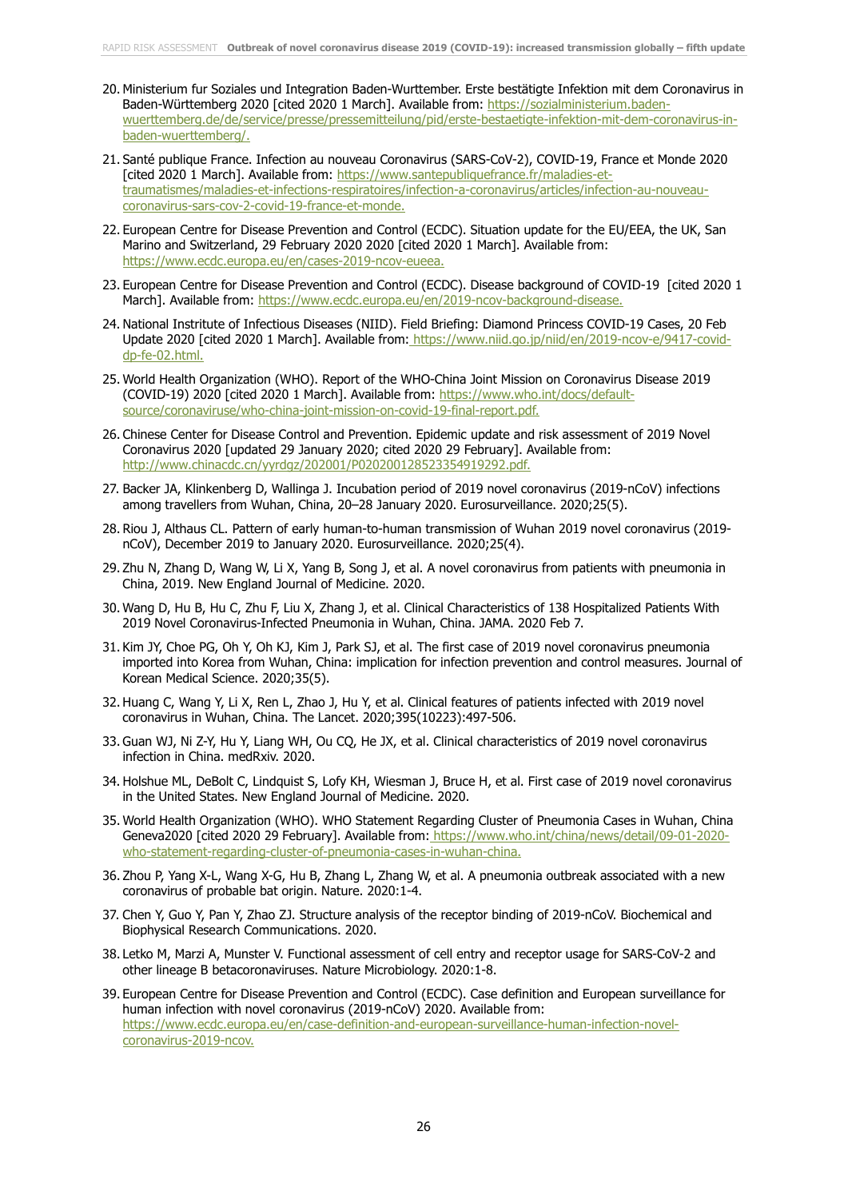20. Ministerium fur Soziales und Integration Baden-Wurttember. Erste bestätigte Infektion mit dem Coronavirus in Baden-Württemberg 2020 [cited 2020 1 March]. Available from: https://sozialministerium.baden-wuerttemberg.de/de/service/presse/pressemitteilung/pid/erste-bestaetigte-infektion-mit-dem-coronavirus-in-baden-wuerttemberg/.
21. Santé publique France. Infection au nouveau Coronavirus (SARS-CoV-2), COVID-19, France et Monde 2020 [cited 2020 1 March]. Available from: https://www.santepubliquefrance.fr/maladies-et-traumatismes/maladies-et-infections-respiratoires/infection-a-coronavirus/articles/infection-au-nouveau-coronavirus-sars-cov-2-covid-19-france-et-monde.
22. European Centre for Disease Prevention and Control (ECDC). Situation update for the EU/EEA, the UK, San Marino and Switzerland, 29 February 2020 2020 [cited 2020 1 March]. Available from: https://www.ecdc.europa.eu/en/cases-2019-ncov-eueea.
23. European Centre for Disease Prevention and Control (ECDC). Disease background of COVID-19 [cited 2020 1 March]. Available from: https://www.ecdc.europa.eu/en/2019-ncov-background-disease.
24. National Institute of Infectious Diseases (NIID). Field Briefing: Diamond Princess COVID-19 Cases, 20 Feb Update 2020 [cited 2020 1 March]. Available from: https://www.niid.go.jp/niid/en/2019-ncov-e/9417-covid-dp-fe-02.html.
25. World Health Organization (WHO). Report of the WHO-China Joint Mission on Coronavirus Disease 2019 (COVID-19) 2020 [cited 2020 1 March]. Available from: https://www.who.int/docs/default-source/coronaviruse/who-china-joint-mission-on-covid-19-final-report.pdf.
26. Chinese Center for Disease Control and Prevention. Epidemic update and risk assessment of 2019 Novel Coronavirus 2020 [updated 29 January 2020; cited 2020 29 February]. Available from: http://www.chinacdc.cn/yyrdgz/202001/P020200128523354919292.pdf.
27. Backer JA, Klinkenberg D, Wallinga J. Incubation period of 2019 novel coronavirus (2019-nCoV) infections among travellers from Wuhan, China, 20–28 January 2020. Eurosurveillance. 2020;25(5).
28. Riou J, Althaus CL. Pattern of early human-to-human transmission of Wuhan 2019 novel coronavirus (2019-nCoV), December 2019 to January 2020. Eurosurveillance. 2020;25(4).
29. Zhu N, Zhang D, Wang W, Li X, Yang B, Song J, et al. A novel coronavirus from patients with pneumonia in China, 2019. New England Journal of Medicine. 2020.
30. Wang D, Hu B, Hu C, Zhu F, Liu X, Zhang J, et al. Clinical Characteristics of 138 Hospitalized Patients With 2019 Novel Coronavirus-Infected Pneumonia in Wuhan, China. JAMA. 2020 Feb 7.
31. Kim JY, Choe PG, Oh Y, Oh KJ, Kim J, Park SJ, et al. The first case of 2019 novel coronavirus pneumonia imported into Korea from Wuhan, China: implication for infection prevention and control measures. Journal of Korean Medical Science. 2020;35(5).
32. Huang C, Wang Y, Li X, Ren L, Zhao J, Hu Y, et al. Clinical features of patients infected with 2019 novel coronavirus in Wuhan, China. The Lancet. 2020;395(10223):497-506.
33. Guan WJ, Ni Z-Y, Hu Y, Liang WH, Ou CQ, He JX, et al. Clinical characteristics of 2019 novel coronavirus infection in China. medRxiv. 2020.
34. Holshue ML, DeBolt C, Lindquist S, Lofy KH, Wiesman J, Bruce H, et al. First case of 2019 novel coronavirus in the United States. New England Journal of Medicine. 2020.
35. World Health Organization (WHO). WHO Statement Regarding Cluster of Pneumonia Cases in Wuhan, China Geneva2020 [cited 2020 29 February]. Available from: https://www.who.int/china/news/detail/09-01-2020-who-statement-regarding-cluster-of-pneumonia-cases-in-wuhan-china.
36. Zhou P, Yang X-L, Wang X-G, Hu B, Zhang L, Zhang W, et al. A pneumonia outbreak associated with a new coronavirus of probable bat origin. Nature. 2020:1-4.
37. Chen Y, Guo Y, Pan Y, Zhao ZJ. Structure analysis of the receptor binding of 2019-nCoV. Biochemical and Biophysical Research Communications. 2020.
38. Letko M, Marzi A, Munster V. Functional assessment of cell entry and receptor usage for SARS-CoV-2 and other lineage B betacoronaviruses. Nature Microbiology. 2020:1-8.
39. European Centre for Disease Prevention and Control (ECDC). Case definition and European surveillance for human infection with novel coronavirus (2019-nCoV) 2020. Available from: https://www.ecdc.europa.eu/en/case-definition-and-european-surveillance-human-infection-novel-coronavirus-2019-ncov.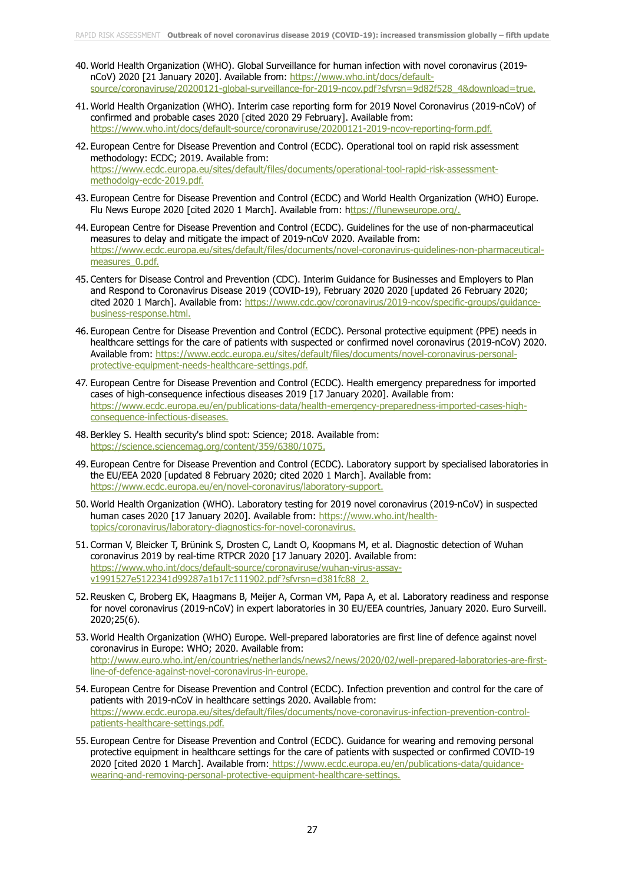40. World Health Organization (WHO). Global Surveillance for human infection with novel coronavirus (2019-nCoV) 2020 [21 January 2020]. Available from: https://www.who.int/docs/default-source/coronaviruse/20200121-global-surveillance-for-2019-ncov.pdf?sfvrsn=9d82f528_4&download=true.

41. World Health Organization (WHO). Interim case reporting form for 2019 Novel Coronavirus (2019-nCoV) of confirmed and probable cases 2020 [cited 2020 29 February]. Available from: https://www.who.int/docs/default-source/coronaviruse/20200121-2019-ncov-reporting-form.pdf.

42. European Centre for Disease Prevention and Control (ECDC). Operational tool on rapid risk assessment methodology: ECDC; 2019. Available from: https://www.ecdc.europa.eu/sites/default/files/documents/operational-tool-rapid-risk-assessment-methodolgy-ecdc-2019.pdf.

43. European Centre for Disease Prevention and Control (ECDC) and World Health Organization (WHO) Europe. Flu News Europe 2020 [cited 2020 1 March]. Available from: https://flunewseurope.org/.

44. European Centre for Disease Prevention and Control (ECDC). Guidelines for the use of non-pharmaceutical measures to delay and mitigate the impact of 2019-nCoV 2020. Available from: https://www.ecdc.europa.eu/sites/default/files/documents/novel-coronavirus-guidelines-non-pharmaceutical-measures_0.pdf.

45. Centers for Disease Control and Prevention (CDC). Interim Guidance for Businesses and Employers to Plan and Respond to Coronavirus Disease 2019 (COVID-19), February 2020 2020 [updated 26 February 2020; cited 2020 1 March]. Available from: https://www.cdc.gov/coronavirus/2019-ncov/specific-groups/guidance-business-response.html.

46. European Centre for Disease Prevention and Control (ECDC). Personal protective equipment (PPE) needs in healthcare settings for the care of patients with suspected or confirmed novel coronavirus (2019-nCoV) 2020. Available from: https://www.ecdc.europa.eu/sites/default/files/documents/novel-coronavirus-personal-protective-equipment-needs-healthcare-settings.pdf.

47. European Centre for Disease Prevention and Control (ECDC). Health emergency preparedness for imported cases of high-consequence infectious diseases 2019 [17 January 2020]. Available from: https://www.ecdc.europa.eu/en/publications-data/health-emergency-preparedness-imported-cases-high-consequence-infectious-diseases.

48. Berkley S. Health security's blind spot: Science; 2018. Available from: https://science.sciencemag.org/content/359/6380/1075.

49. European Centre for Disease Prevention and Control (ECDC). Laboratory support by specialised laboratories in the EU/EEA 2020 [updated 8 February 2020; cited 2020 1 March]. Available from: https://www.ecdc.europa.eu/en/novel-coronavirus/laboratory-support.

50. World Health Organization (WHO). Laboratory testing for 2019 novel coronavirus (2019-nCoV) in suspected human cases 2020 [17 January 2020]. Available from: https://www.who.int/health-topics/coronavirus/laboratory-diagnostics-for-novel-coronavirus.

51. Corman V, Bleicker T, Brünink S, Drosten C, Landt O, Koopmans M, et al. Diagnostic detection of Wuhan coronavirus 2019 by real-time RTPCR 2020 [17 January 2020]. Available from: https://www.who.int/docs/default-source/coronaviruse/wuhan-virus-assay-v1991527e5122341d99287a1b17c111902.pdf?sfvrsn=d381fc88_2.

52. Reusken C, Broberg EK, Haagmans B, Meijer A, Corman VM, Papa A, et al. Laboratory readiness and response for novel coronavirus (2019-nCoV) in expert laboratories in 30 EU/EEA countries, January 2020. Euro Surveill. 2020;25(6).

53. World Health Organization (WHO) Europe. Well-prepared laboratories are first line of defence against novel coronavirus in Europe: WHO; 2020. Available from: http://www.euro.who.int/en/countries/netherlands/news2/news/2020/02/well-prepared-laboratories-are-first-line-of-defence-against-novel-coronavirus-in-europe.

54. European Centre for Disease Prevention and Control (ECDC). Infection prevention and control for the care of patients with 2019-nCoV in healthcare settings 2020. Available from: https://www.ecdc.europa.eu/sites/default/files/documents/nove-coronavirus-infection-prevention-control-patients-healthcare-settings.pdf.

55. European Centre for Disease Prevention and Control (ECDC). Guidance for wearing and removing personal protective equipment in healthcare settings for the care of patients with suspected or confirmed COVID-19 2020 [cited 2020 1 March]. Available from: https://www.ecdc.europa.eu/en/publications-data/guidance-wearing-and-removing-personal-protective-equipment-healthcare-settings.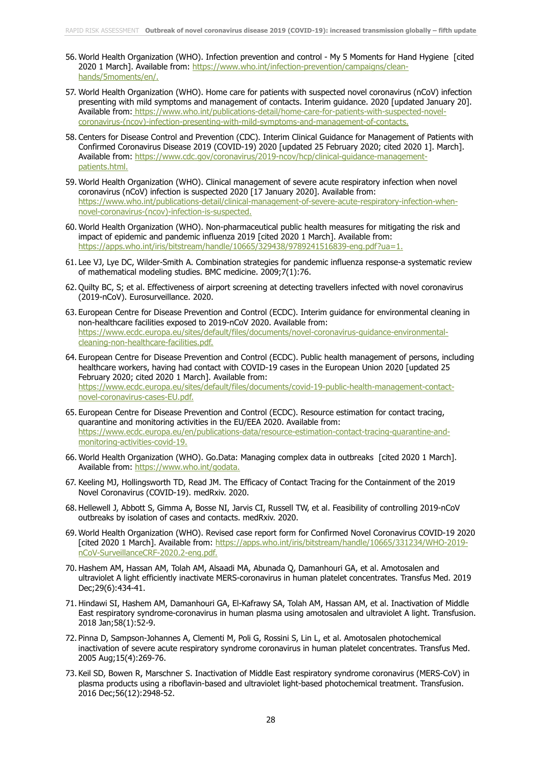56. World Health Organization (WHO). Infection prevention and control - My 5 Moments for Hand Hygiene [cited 2020 1 March]. Available from: https://www.who.int/infection-prevention/campaigns/clean-hands/5moments/en/.

57. World Health Organization (WHO). Home care for patients with suspected novel coronavirus (nCoV) infection presenting with mild symptoms and management of contacts. Interim guidance. 2020 [updated January 20]. Available from: https://www.who.int/publications-detail/home-care-for-patients-with-suspected-novel-coronavirus-(ncov)-infection-presenting-with-mild-symptoms-and-management-of-contacts.

58. Centers for Disease Control and Prevention (CDC). Interim Clinical Guidance for Management of Patients with Confirmed Coronavirus Disease 2019 (COVID-19) 2020 [updated 25 February 2020; cited 2020 1]. March]. Available from: https://www.cdc.gov/coronavirus/2019-ncov/hcp/clinical-guidance-management-patients.html.

59. World Health Organization (WHO). Clinical management of severe acute respiratory infection when novel coronavirus (nCoV) infection is suspected 2020 [17 January 2020]. Available from: https://www.who.int/publications-detail/clinical-management-of-severe-acute-respiratory-infection-when-novel-coronavirus-(ncov)-infection-is-suspected.

60. World Health Organization (WHO). Non-pharmaceutical public health measures for mitigating the risk and impact of epidemic and pandemic influenza 2019 [cited 2020 1 March]. Available from: https://apps.who.int/iris/bitstream/handle/10665/329438/9789241516839-eng.pdf?ua=1.

61. Lee VJ, Lye DC, Wilder-Smith A. Combination strategies for pandemic influenza response-a systematic review of mathematical modeling studies. BMC medicine. 2009;7(1):76.

62. Quilty BC, S; et al. Effectiveness of airport screening at detecting travellers infected with novel coronavirus (2019-nCoV). Eurosurveillance. 2020.

63. European Centre for Disease Prevention and Control (ECDC). Interim guidance for environmental cleaning in non-healthcare facilities exposed to 2019-nCoV 2020. Available from: https://www.ecdc.europa.eu/sites/default/files/documents/novel-coronavirus-guidance-environmental-cleaning-non-healthcare-facilities.pdf.

64. European Centre for Disease Prevention and Control (ECDC). Public health management of persons, including healthcare workers, having had contact with COVID-19 cases in the European Union 2020 [updated 25 February 2020; cited 2020 1 March]. Available from: https://www.ecdc.europa.eu/sites/default/files/documents/covid-19-public-health-management-contact-novel-coronavirus-cases-EU.pdf.

65. European Centre for Disease Prevention and Control (ECDC). Resource estimation for contact tracing, quarantine and monitoring activities in the EU/EEA 2020. Available from: https://www.ecdc.europa.eu/en/publications-data/resource-estimation-contact-tracing-quarantine-and-monitoring-activities-covid-19.

66. World Health Organization (WHO). Go.Data: Managing complex data in outbreaks [cited 2020 1 March]. Available from: https://www.who.int/godata.

67. Keeling MJ, Hollingsworth TD, Read JM. The Efficacy of Contact Tracing for the Containment of the 2019 Novel Coronavirus (COVID-19). medRxiv. 2020.

68. Hellewell J, Abbott S, Gimma A, Bosse NI, Jarvis CI, Russell TW, et al. Feasibility of controlling 2019-nCoV outbreaks by isolation of cases and contacts. medRxiv. 2020.

69. World Health Organization (WHO). Revised case report form for Confirmed Novel Coronavirus COVID-19 2020 [cited 2020 1 March]. Available from: https://apps.who.int/iris/bitstream/handle/10665/331234/WHO-2019-nCoV-SurveillanceCRF-2020.2-eng.pdf.

70. Hashem AM, Hassan AM, Tolah AM, Alsaadi MA, Abunada Q, Damanhouri GA, et al. Amotosalen and ultraviolet A light efficiently inactivate MERS-coronavirus in human platelet concentrates. Transfus Med. 2019 Dec;29(6):434-41.

71. Hindawi SI, Hashem AM, Damanhouri GA, El-Kafrawy SA, Tolah AM, Hassan AM, et al. Inactivation of Middle East respiratory syndrome-coronavirus in human plasma using amotosalen and ultraviolet A light. Transfusion. 2018 Jan;58(1):52-9.

72. Pinna D, Sampson-Johannes A, Clementi M, Poli G, Rossini S, Lin L, et al. Amotosalen photochemical inactivation of severe acute respiratory syndrome coronavirus in human platelet concentrates. Transfus Med. 2005 Aug;15(4):269-76.

73. Keil SD, Bowen R, Marschner S. Inactivation of Middle East respiratory syndrome coronavirus (MERS-CoV) in plasma products using a riboflavin-based and ultraviolet light-based photochemical treatment. Transfusion. 2016 Dec;56(12):2948-52.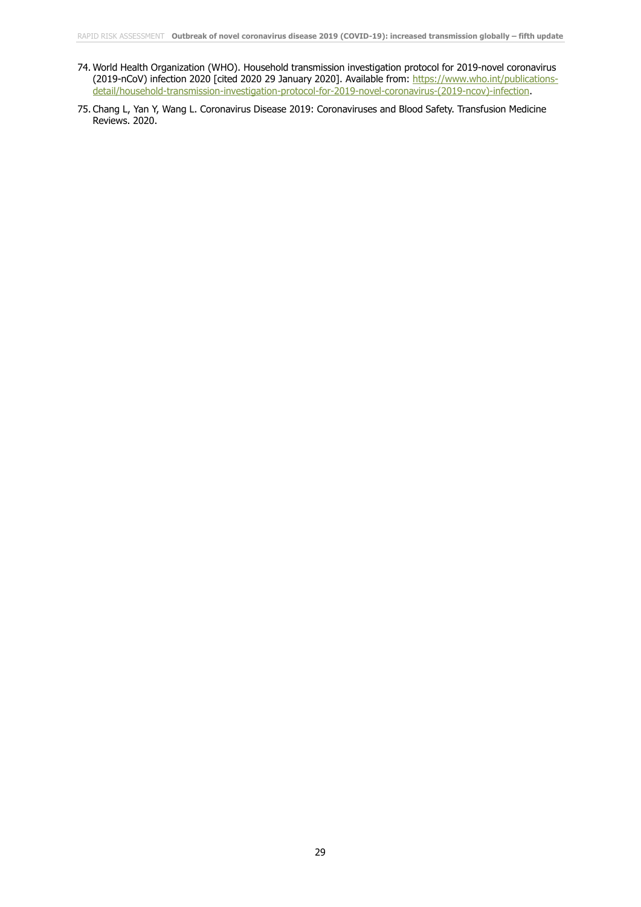74. World Health Organization (WHO). Household transmission investigation protocol for 2019-novel coronavirus (2019-nCoV) infection 2020 [cited 2020 29 January 2020]. Available from: [https://www.who.int/publications-detail/household-transmission-investigation-protocol-for-2019-novel-coronavirus-(2019-ncov)-infection](https://www.who.int/publications-detail/household-transmission-investigation-protocol-for-2019-novel-coronavirus-(2019-ncov)-infection).
75. Chang L, Yan Y, Wang L. Coronavirus Disease 2019: Coronaviruses and Blood Safety. Transfusion Medicine Reviews. 2020.